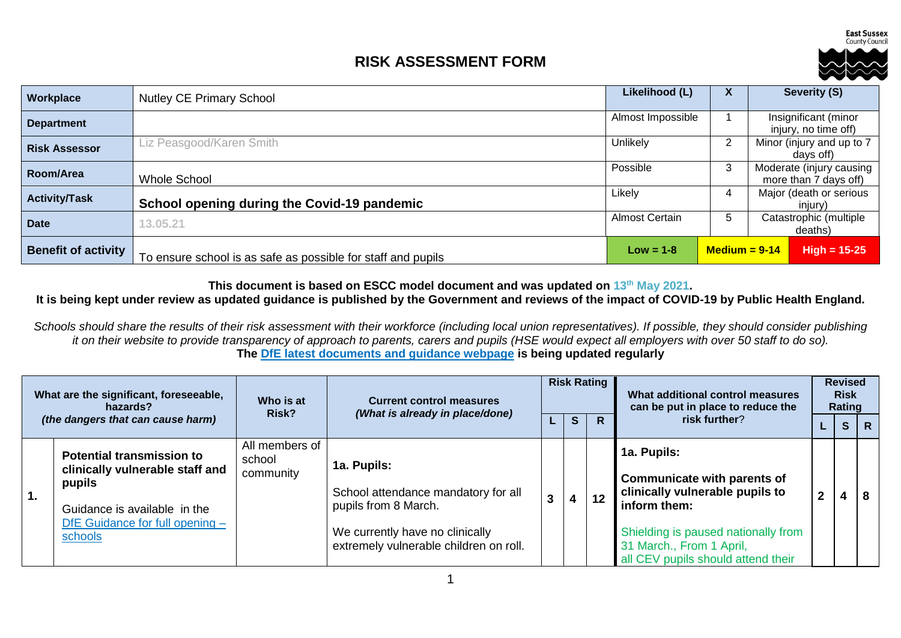East Sussex County Council

# RISK ASSESSMENT FORM

| Workplace | Nutley CE Primary School | Likelihood (L) | X | Severity (S) |
|---|---|---|---|---|
| Department | | Almost Impossible | 1 | Insignificant (minor injury, no time off) |
| Risk Assessor | Liz Peasgood/Karen Smith | Unlikely | 2 | Minor (injury and up to 7 days off) |
| Room/Area | Whole School | Possible | 3 | Moderate (injury causing more than 7 days off) |
| Activity/Task | **School opening during the Covid-19 pandemic** | Likely | 4 | Major (death or serious injury) |
| Date | 13.05.21 | Almost Certain | 5 | Catastrophic (multiple deaths) |
| Benefit of activity | To ensure school is as safe as possible for staff and pupils | **Low = 1-8** | **Medium = 9-14** | **High = 15-25** |

**This document is based on ESCC model document and was updated on 13th May 2021.**
**It is being kept under review as updated guidance is published by the Government and reviews of the impact of COVID-19 by Public Health England.**

*Schools should share the results of their risk assessment with their workforce (including local union representatives). If possible, they should consider publishing it on their website to provide transparency of approach to parents, carers and pupils (HSE would expect all employers with over 50 staff to do so).*
**The [DfE latest documents and guidance webpage](#) is being updated regularly**

| | What are the significant, foreseeable, hazards? *(the dangers that can cause harm)* | Who is at Risk? | Current control measures *(What is already in place/done)* | Risk Rating | | | What additional control measures can be put in place to reduce the risk further? | Revised Risk Rating | | |
|---|---|---|---|---|---|---|---|---|---|---|
| | | | | L | S | R | | L | S | R |
| **1.** | **Potential transmission to clinically vulnerable staff and pupils**<br><br>Guidance is available in the [DfE Guidance for full opening – schools](#) | All members of school community | **1a. Pupils:**<br><br>School attendance mandatory for all pupils from 8 March.<br><br>We currently have no clinically extremely vulnerable children on roll. | 3 | 4 | 12 | **1a. Pupils:**<br><br>**Communicate with parents of clinically vulnerable pupils to inform them:**<br><br>Shielding is paused nationally from 31 March., From 1 April, all CEV pupils should attend their | 2 | 4 | 8 |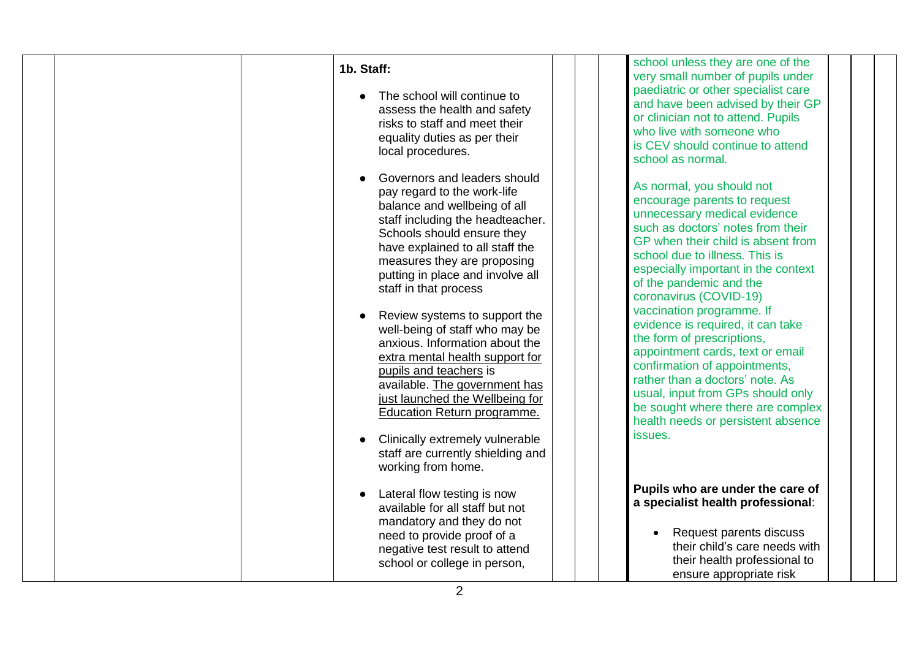| | | | | | | | | | |
|---|---|---|---|---|---|---|---|---|---|
| | | | **1b. Staff:**<br><br>• The school will continue to assess the health and safety risks to staff and meet their equality duties as per their local procedures.<br><br>• Governors and leaders should pay regard to the work-life balance and wellbeing of all staff including the headteacher. Schools should ensure they have explained to all staff the measures they are proposing putting in place and involve all staff in that process<br><br>• Review systems to support the well-being of staff who may be anxious. Information about the extra mental health support for pupils and teachers is available. The government has just launched the Wellbeing for Education Return programme.<br><br>• Clinically extremely vulnerable staff are currently shielding and working from home.<br><br>• Lateral flow testing is now available for all staff but not mandatory and they do not need to provide proof of a negative test result to attend school or college in person, | | | | school unless they are one of the very small number of pupils under paediatric or other specialist care and have been advised by their GP or clinician not to attend. Pupils who live with someone who is CEV should continue to attend school as normal.<br><br>As normal, you should not encourage parents to request unnecessary medical evidence such as doctors' notes from their GP when their child is absent from school due to illness. This is especially important in the context of the pandemic and the coronavirus (COVID-19) vaccination programme. If evidence is required, it can take the form of prescriptions, appointment cards, text or email confirmation of appointments, rather than a doctors' note. As usual, input from GPs should only be sought where there are complex health needs or persistent absence issues.<br><br>**Pupils who are under the care of a specialist health professional**:<br><br>• Request parents discuss their child's care needs with their health professional to ensure appropriate risk | | | |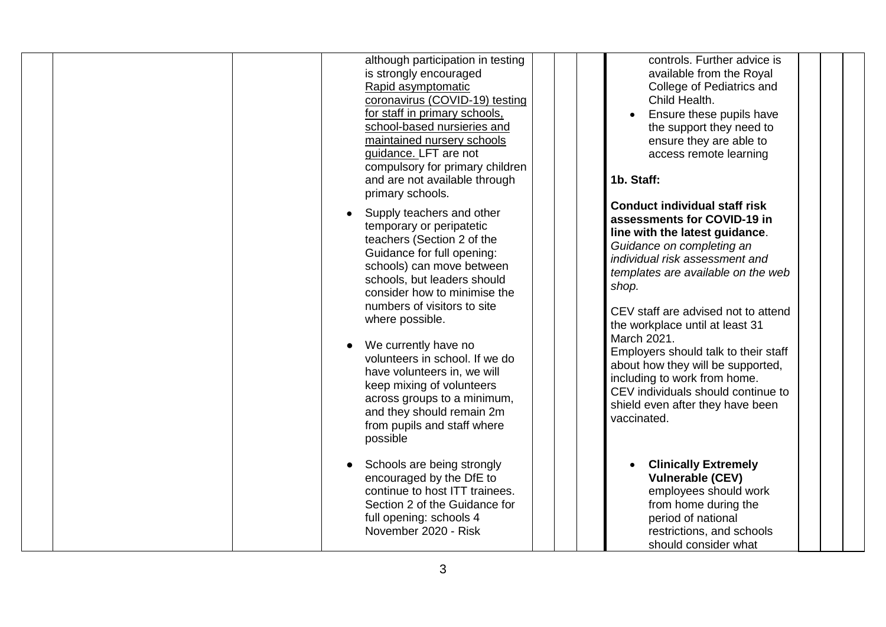| | | | | | | | | | | |
|---|---|---|---|---|---|---|---|---|---|---|
| | | | although participation in testing is strongly encouraged Rapid asymptomatic coronavirus (COVID-19) testing for staff in primary schools, school-based nursieries and maintained nursery schools guidance. LFT are not compulsory for primary children and are not available through primary schools.<br><br>• Supply teachers and other temporary or peripatetic teachers (Section 2 of the Guidance for full opening: schools) can move between schools, but leaders should consider how to minimise the numbers of visitors to site where possible.<br><br>• We currently have no volunteers in school. If we do have volunteers in, we will keep mixing of volunteers across groups to a minimum, and they should remain 2m from pupils and staff where possible<br><br>• Schools are being strongly encouraged by the DfE to continue to host ITT trainees. Section 2 of the Guidance for full opening: schools 4 November 2020 - Risk | | | | controls. Further advice is available from the Royal College of Pediatrics and Child Health.<br>• Ensure these pupils have the support they need to ensure they are able to access remote learning<br><br>**1b. Staff:**<br><br>**Conduct individual staff risk assessments for COVID-19 in line with the latest guidance**. *Guidance on completing an individual risk assessment and templates are available on the web shop.*<br><br>CEV staff are advised not to attend the workplace until at least 31 March 2021.<br>Employers should talk to their staff about how they will be supported, including to work from home.<br>CEV individuals should continue to shield even after they have been vaccinated.<br><br>• **Clinically Extremely Vulnerable (CEV)** employees should work from home during the period of national restrictions, and schools should consider what | | | |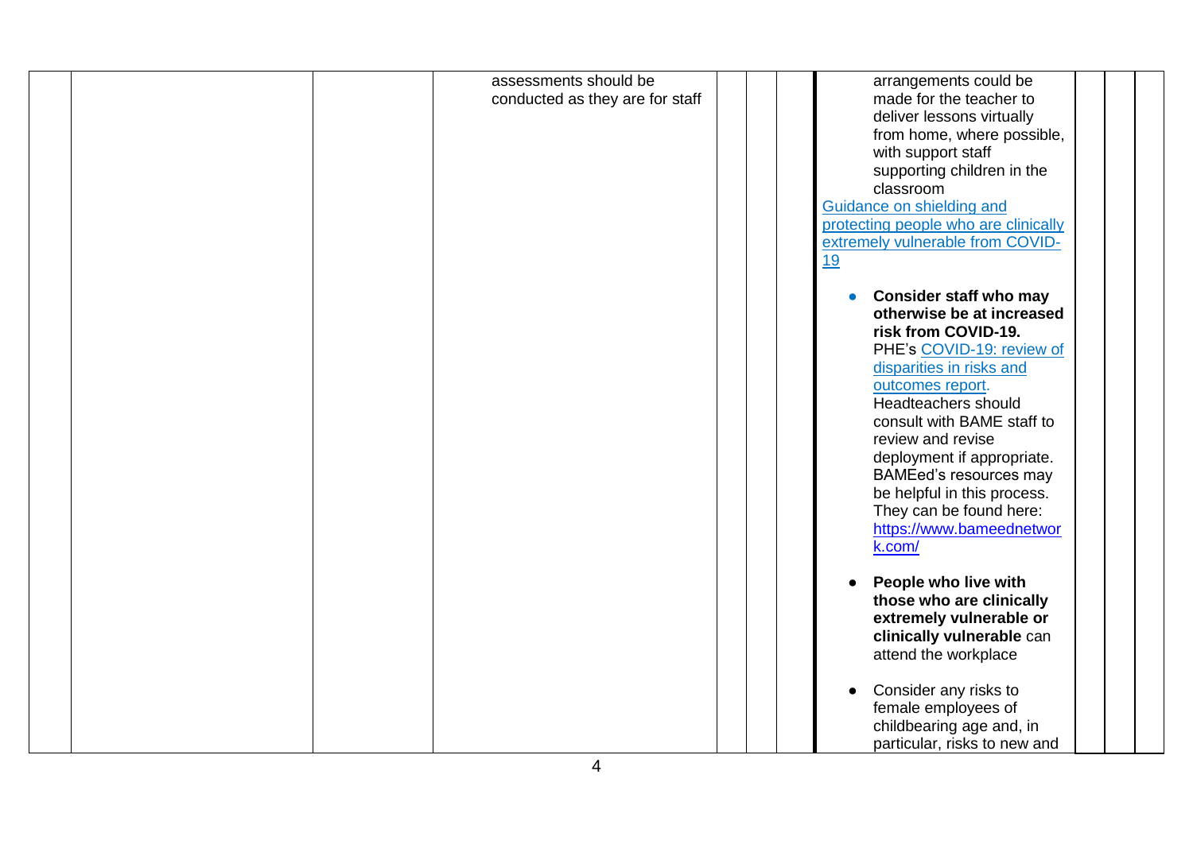| | | | | | | | | | | |
|---|---|---|---|---|---|---|---|---|---|---|
| | | | assessments should be conducted as they are for staff | | | | arrangements could be made for the teacher to deliver lessons virtually from home, where possible, with support staff supporting children in the classroom<br>Guidance on shielding and protecting people who are clinically extremely vulnerable from COVID-19<br><br>• **Consider staff who may otherwise be at increased risk from COVID-19.** PHE's COVID-19: review of disparities in risks and outcomes report. Headteachers should consult with BAME staff to review and revise deployment if appropriate. BAMEed's resources may be helpful in this process. They can be found here: https://www.bameednetwork.com/<br><br>• **People who live with those who are clinically extremely vulnerable or clinically vulnerable** can attend the workplace<br><br>• Consider any risks to female employees of childbearing age and, in particular, risks to new and | | | |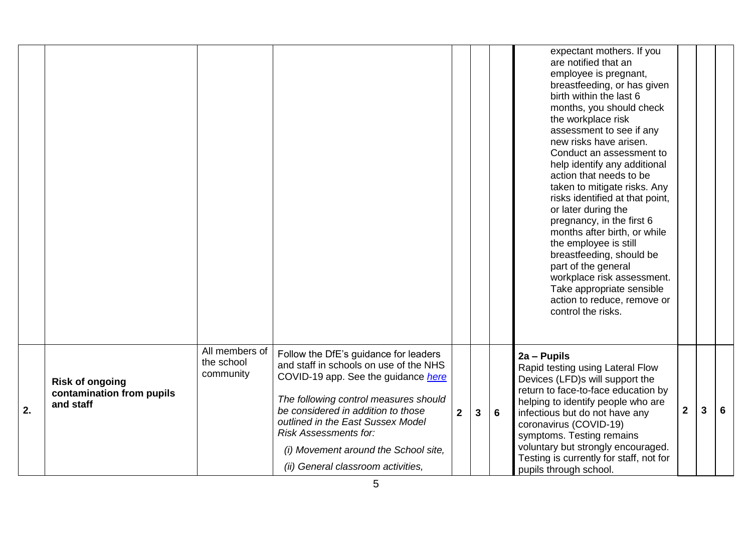|  |  |  |  |  |  |  |  |  |  |  |
|---|---|---|---|---|---|---|---|---|---|---|
|  |  |  |  |  |  |  | expectant mothers. If you are notified that an employee is pregnant, breastfeeding, or has given birth within the last 6 months, you should check the workplace risk assessment to see if any new risks have arisen. Conduct an assessment to help identify any additional action that needs to be taken to mitigate risks. Any risks identified at that point, or later during the pregnancy, in the first 6 months after birth, or while the employee is still breastfeeding, should be part of the general workplace risk assessment. Take appropriate sensible action to reduce, remove or control the risks. |  |  |  |
| 2. | **Risk of ongoing contamination from pupils and staff** | All members of the school community | Follow the DfE's guidance for leaders and staff in schools on use of the NHS COVID-19 app. See the guidance [here](here)<br><br>*The following control measures should be considered in addition to those outlined in the East Sussex Model Risk Assessments for:*<br><br>*(i) Movement around the School site,*<br><br>*(ii) General classroom activities,* | 2 | 3 | 6 | **2a – Pupils**<br>Rapid testing using Lateral Flow Devices (LFD)s will support the return to face-to-face education by helping to identify people who are infectious but do not have any coronavirus (COVID-19) symptoms. Testing remains voluntary but strongly encouraged. Testing is currently for staff, not for pupils through school. | 2 | 3 | 6 |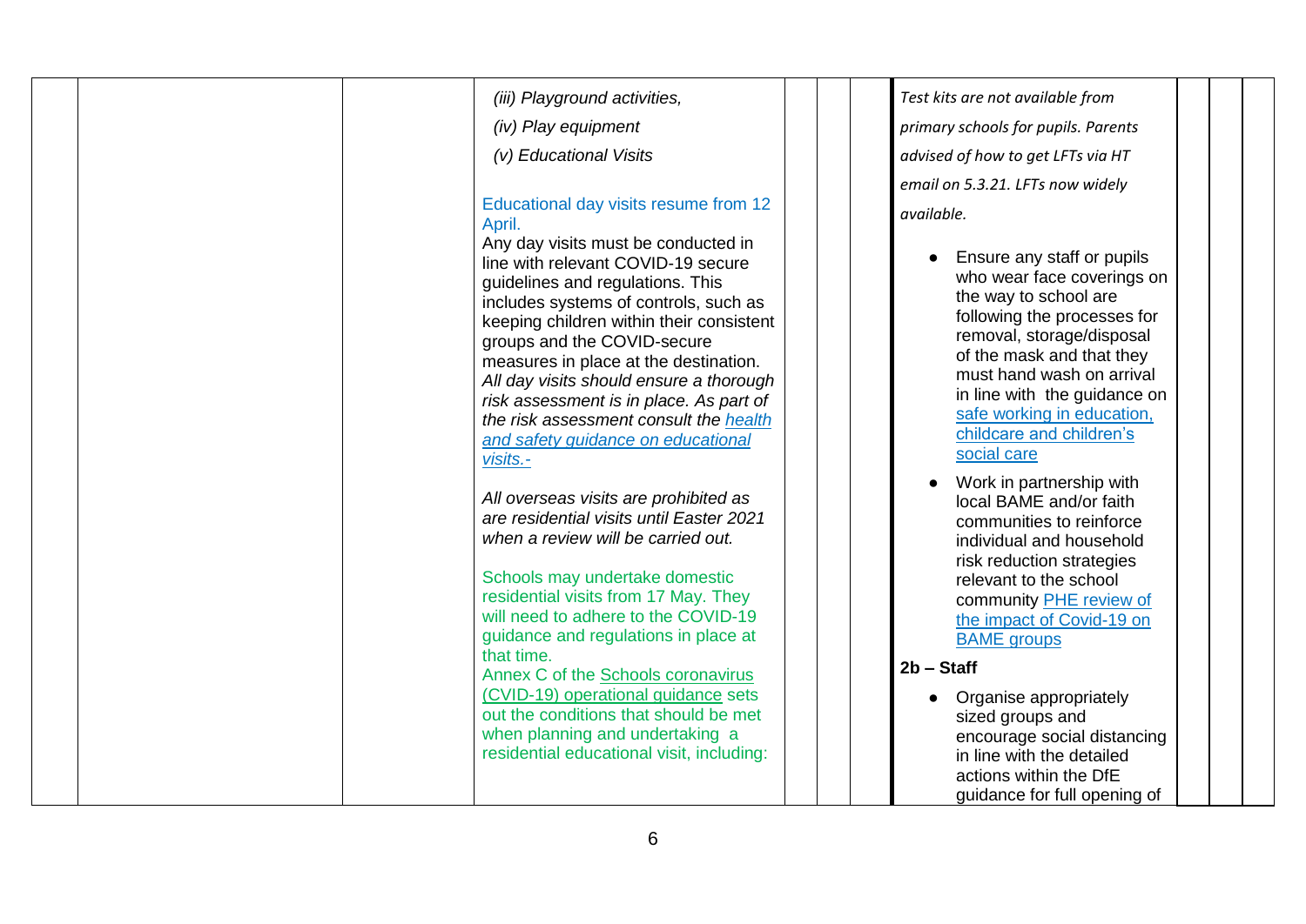| | | | | | | | | | | |
|---|---|---|---|---|---|---|---|---|---|---|
| | | | *(iii) Playground activities,*<br><br>*(iv) Play equipment*<br><br>*(v) Educational Visits*<br><br>Educational day visits resume from 12 April.<br>Any day visits must be conducted in line with relevant COVID-19 secure guidelines and regulations. This includes systems of controls, such as keeping children within their consistent groups and the COVID-secure measures in place at the destination. *All day visits should ensure a thorough risk assessment is in place. As part of the risk assessment consult the [health and safety guidance on educational visits.-]()*<br><br>*All overseas visits are prohibited as are residential visits until Easter 2021 when a review will be carried out.*<br><br>Schools may undertake domestic residential visits from 17 May. They will need to adhere to the COVID-19 guidance and regulations in place at that time.<br>Annex C of the [Schools coronavirus (CVID-19) operational guidance]() sets out the conditions that should be met when planning and undertaking a residential educational visit, including: | | | | *Test kits are not available from primary schools for pupils. Parents advised of how to get LFTs via HT email on 5.3.21. LFTs now widely available.*<br><br>• Ensure any staff or pupils who wear face coverings on the way to school are following the processes for removal, storage/disposal of the mask and that they must hand wash on arrival in line with the guidance on [safe working in education, childcare and children's social care]()<br>• Work in partnership with local BAME and/or faith communities to reinforce individual and household risk reduction strategies relevant to the school community [PHE review of the impact of Covid-19 on BAME groups]()<br><br>**2b – Staff**<br><br>• Organise appropriately sized groups and encourage social distancing in line with the detailed actions within the DfE guidance for full opening of | | | |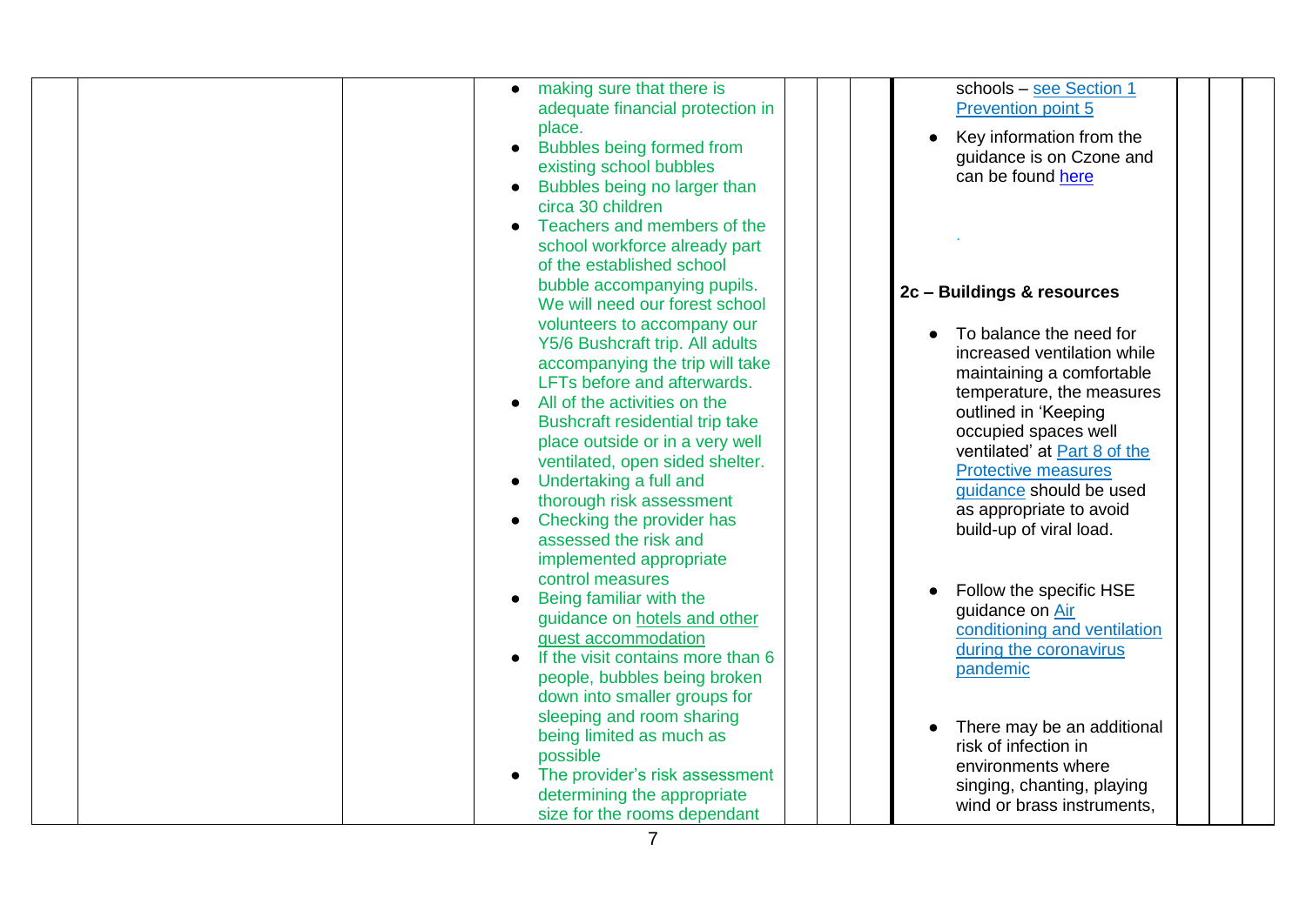| | | | | | | | | | | |
|---|---|---|---|---|---|---|---|---|---|---|
| | | | • making sure that there is adequate financial protection in place.<br>• Bubbles being formed from existing school bubbles<br>• Bubbles being no larger than circa 30 children<br>• Teachers and members of the school workforce already part of the established school bubble accompanying pupils. We will need our forest school volunteers to accompany our Y5/6 Bushcraft trip. All adults accompanying the trip will take LFTs before and afterwards.<br>• All of the activities on the Bushcraft residential trip take place outside or in a very well ventilated, open sided shelter.<br>• Undertaking a full and thorough risk assessment<br>• Checking the provider has assessed the risk and implemented appropriate control measures<br>• Being familiar with the guidance on hotels and other guest accommodation<br>• If the visit contains more than 6 people, bubbles being broken down into smaller groups for sleeping and room sharing being limited as much as possible<br>• The provider's risk assessment determining the appropriate size for the rooms dependant | | | | schools – see Section 1 Prevention point 5<br>• Key information from the guidance is on Czone and can be found here<br><br>.<br><br>**2c – Buildings & resources**<br><br>• To balance the need for increased ventilation while maintaining a comfortable temperature, the measures outlined in 'Keeping occupied spaces well ventilated' at Part 8 of the Protective measures guidance should be used as appropriate to avoid build-up of viral load.<br><br>• Follow the specific HSE guidance on Air conditioning and ventilation during the coronavirus pandemic<br><br>• There may be an additional risk of infection in environments where singing, chanting, playing wind or brass instruments, | | | |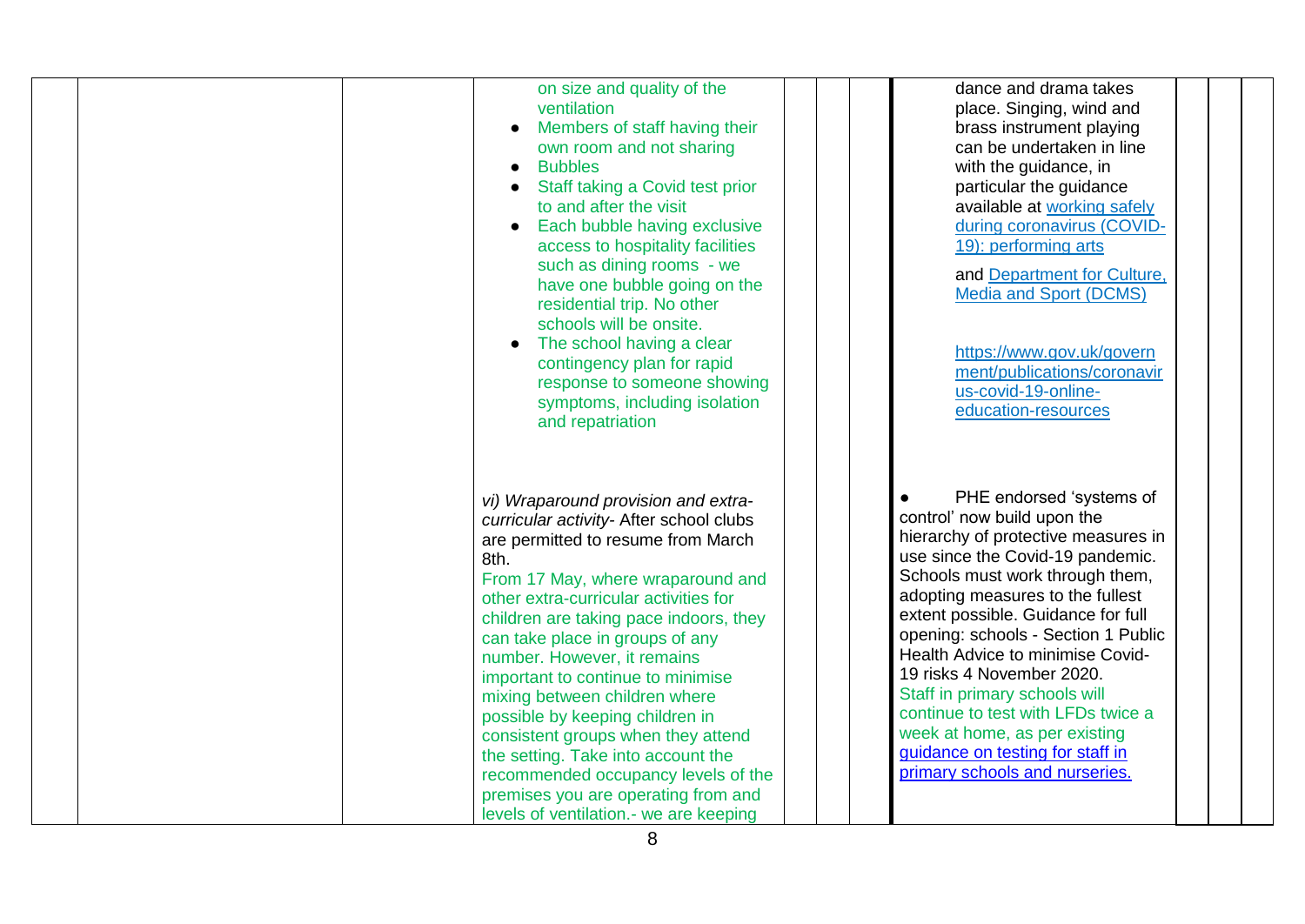| | | | | | | | | | |
|---|---|---|---|---|---|---|---|---|---|
| | | | on size and quality of the ventilation<br>• Members of staff having their own room and not sharing<br>• Bubbles<br>• Staff taking a Covid test prior to and after the visit<br>• Each bubble having exclusive access to hospitality facilities such as dining rooms - we have one bubble going on the residential trip. No other schools will be onsite.<br>• The school having a clear contingency plan for rapid response to someone showing symptoms, including isolation and repatriation | | | | dance and drama takes place. Singing, wind and brass instrument playing can be undertaken in line with the guidance, in particular the guidance available at [working safely during coronavirus (COVID-19): performing arts]<br><br>and [Department for Culture, Media and Sport (DCMS)]<br><br>https://www.gov.uk/government/publications/coronavirus-covid-19-online-education-resources | | |
| | | | *vi) Wraparound provision and extra-curricular activity*- After school clubs are permitted to resume from March 8th.<br>From 17 May, where wraparound and other extra-curricular activities for children are taking pace indoors, they can take place in groups of any number. However, it remains important to continue to minimise mixing between children where possible by keeping children in consistent groups when they attend the setting. Take into account the recommended occupancy levels of the premises you are operating from and levels of ventilation.- we are keeping | | | | • PHE endorsed 'systems of control' now build upon the hierarchy of protective measures in use since the Covid-19 pandemic. Schools must work through them, adopting measures to the fullest extent possible. Guidance for full opening: schools - Section 1 Public Health Advice to minimise Covid-19 risks 4 November 2020.<br>Staff in primary schools will continue to test with LFDs twice a week at home, as per existing [guidance on testing for staff in primary schools and nurseries.] | | |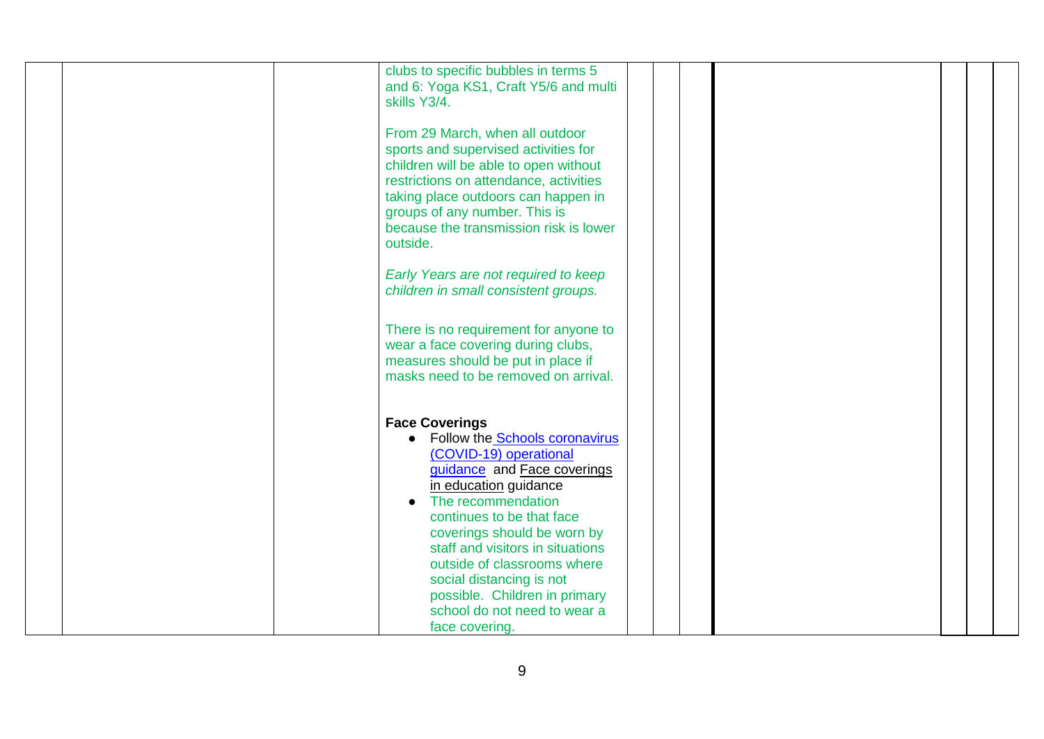| | | | | | | | | | | |
|---|---|---|---|---|---|---|---|---|---|---|
| | | | clubs to specific bubbles in terms 5 and 6: Yoga KS1, Craft Y5/6 and multi skills Y3/4.<br><br>From 29 March, when all outdoor sports and supervised activities for children will be able to open without restrictions on attendance, activities taking place outdoors can happen in groups of any number. This is because the transmission risk is lower outside.<br><br>*Early Years are not required to keep children in small consistent groups.*<br><br>There is no requirement for anyone to wear a face covering during clubs, measures should be put in place if masks need to be removed on arrival.<br><br>**Face Coverings**<br>● Follow the Schools coronavirus (COVID-19) operational guidance and Face coverings in education guidance<br>● The recommendation continues to be that face coverings should be worn by staff and visitors in situations outside of classrooms where social distancing is not possible. Children in primary school do not need to wear a face covering. | | | | | | | |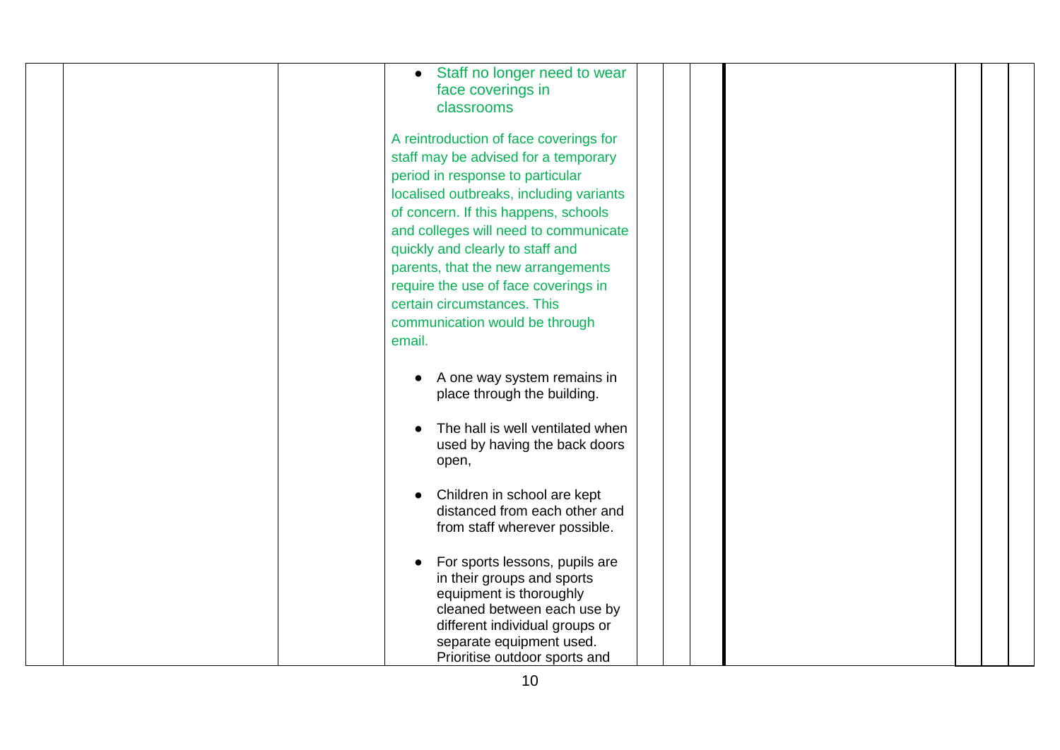| | | | | | | | | | |
|---|---|---|---|---|---|---|---|---|---|
| | | | • Staff no longer need to wear face coverings in classrooms<br><br>A reintroduction of face coverings for staff may be advised for a temporary period in response to particular localised outbreaks, including variants of concern. If this happens, schools and colleges will need to communicate quickly and clearly to staff and parents, that the new arrangements require the use of face coverings in certain circumstances. This communication would be through email.<br><br>• A one way system remains in place through the building.<br><br>• The hall is well ventilated when used by having the back doors open,<br><br>• Children in school are kept distanced from each other and from staff wherever possible.<br><br>• For sports lessons, pupils are in their groups and sports equipment is thoroughly cleaned between each use by different individual groups or separate equipment used. Prioritise outdoor sports and | | | | | | |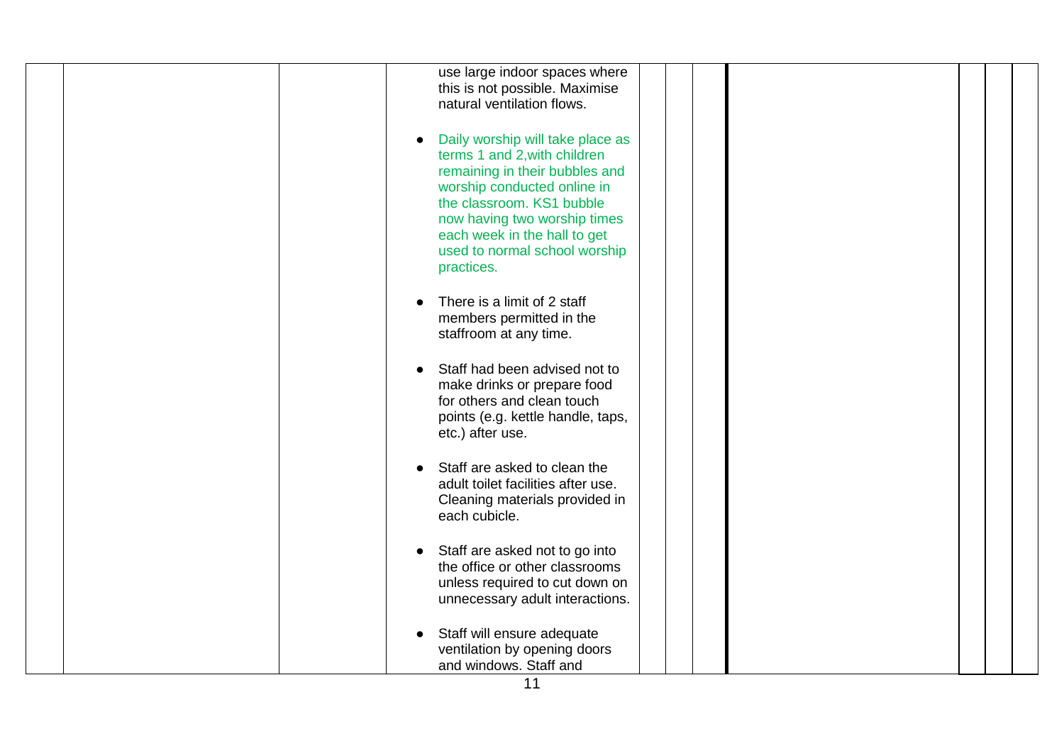| | | | | | | | | | |
|---|---|---|---|---|---|---|---|---|---|
| | | | use large indoor spaces where this is not possible. Maximise natural ventilation flows.<br><br>● Daily worship will take place as terms 1 and 2,with children remaining in their bubbles and worship conducted online in the classroom. KS1 bubble now having two worship times each week in the hall to get used to normal school worship practices.<br><br>● There is a limit of 2 staff members permitted in the staffroom at any time.<br><br>● Staff had been advised not to make drinks or prepare food for others and clean touch points (e.g. kettle handle, taps, etc.) after use.<br><br>● Staff are asked to clean the adult toilet facilities after use. Cleaning materials provided in each cubicle.<br><br>● Staff are asked not to go into the office or other classrooms unless required to cut down on unnecessary adult interactions.<br><br>● Staff will ensure adequate ventilation by opening doors and windows. Staff and | | | | | | |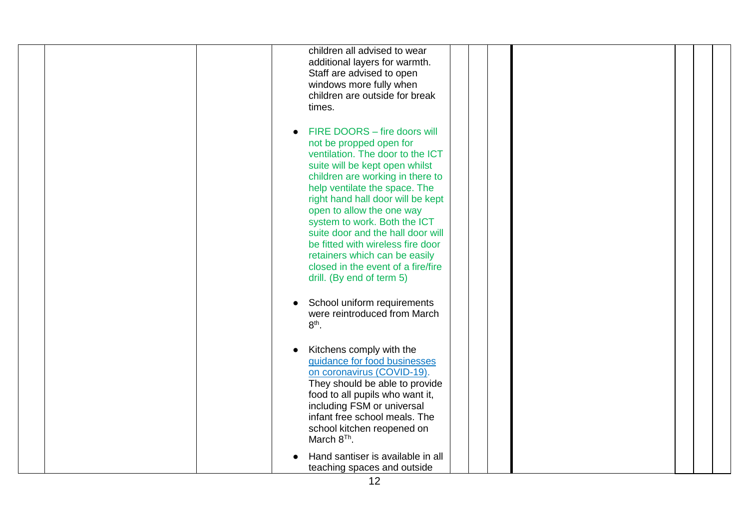| | | | | | | | | | |
|---|---|---|---|---|---|---|---|---|---|
| | | | children all advised to wear additional layers for warmth. Staff are advised to open windows more fully when children are outside for break times.<br><br>● FIRE DOORS – fire doors will not be propped open for ventilation. The door to the ICT suite will be kept open whilst children are working in there to help ventilate the space. The right hand hall door will be kept open to allow the one way system to work. Both the ICT suite door and the hall door will be fitted with wireless fire door retainers which can be easily closed in the event of a fire/fire drill. (By end of term 5)<br><br>● School uniform requirements were reintroduced from March 8th.<br><br>● Kitchens comply with the guidance for food businesses on coronavirus (COVID-19). They should be able to provide food to all pupils who want it, including FSM or universal infant free school meals. The school kitchen reopened on March 8Th.<br><br>● Hand santiser is available in all teaching spaces and outside | | | | | | |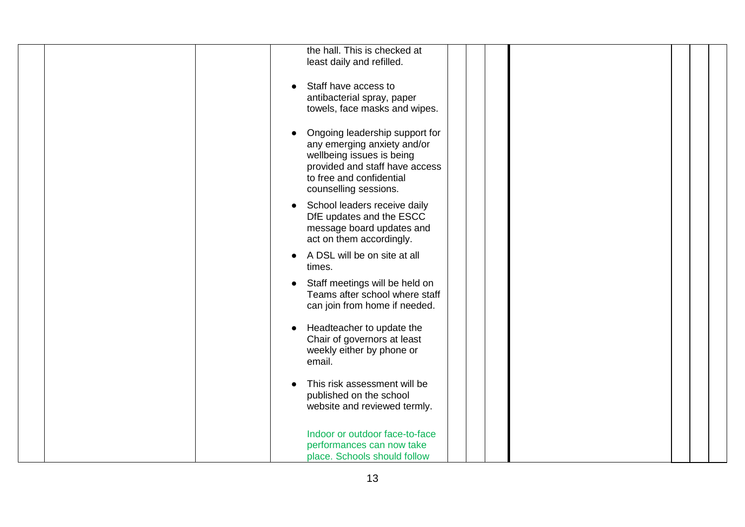| | | | | | | | | | |
|---|---|---|---|---|---|---|---|---|---|
| | | | the hall. This is checked at least daily and refilled.<br><br>• Staff have access to antibacterial spray, paper towels, face masks and wipes.<br><br>• Ongoing leadership support for any emerging anxiety and/or wellbeing issues is being provided and staff have access to free and confidential counselling sessions.<br><br>• School leaders receive daily DfE updates and the ESCC message board updates and act on them accordingly.<br><br>• A DSL will be on site at all times.<br><br>• Staff meetings will be held on Teams after school where staff can join from home if needed.<br><br>• Headteacher to update the Chair of governors at least weekly either by phone or email.<br><br>• This risk assessment will be published on the school website and reviewed termly.<br><br>Indoor or outdoor face-to-face performances can now take place. Schools should follow | | | | | | |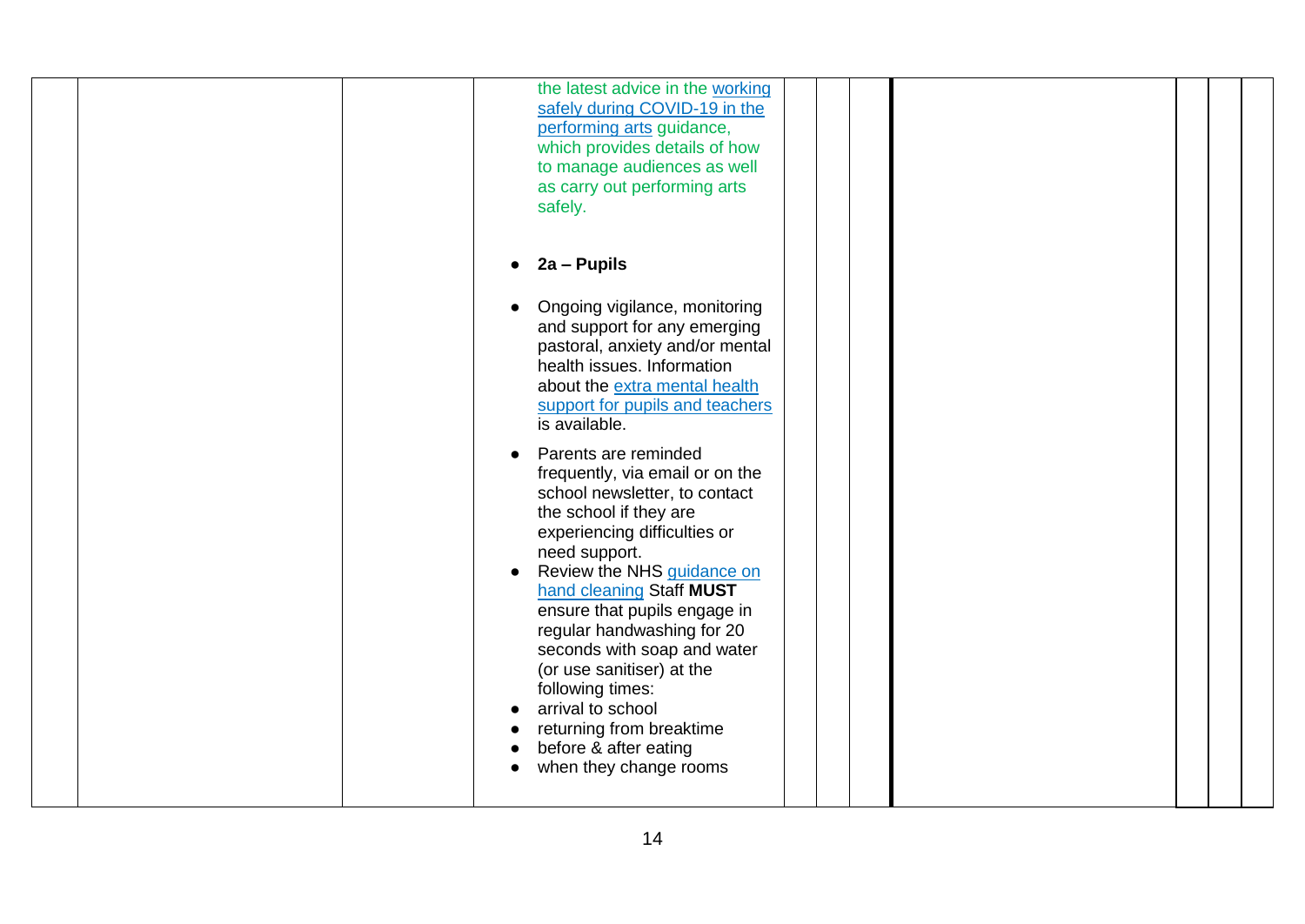| | | | | | | | | | |
|---|---|---|---|---|---|---|---|---|---|
| | | | the latest advice in the working safely during COVID-19 in the performing arts guidance, which provides details of how to manage audiences as well as carry out performing arts safely.<br><br>• **2a – Pupils**<br><br>• Ongoing vigilance, monitoring and support for any emerging pastoral, anxiety and/or mental health issues. Information about the extra mental health support for pupils and teachers is available.<br>• Parents are reminded frequently, via email or on the school newsletter, to contact the school if they are experiencing difficulties or need support.<br>• Review the NHS guidance on hand cleaning Staff **MUST** ensure that pupils engage in regular handwashing for 20 seconds with soap and water (or use sanitiser) at the following times:<br>• arrival to school<br>• returning from breaktime<br>• before & after eating<br>• when they change rooms | | | | | | |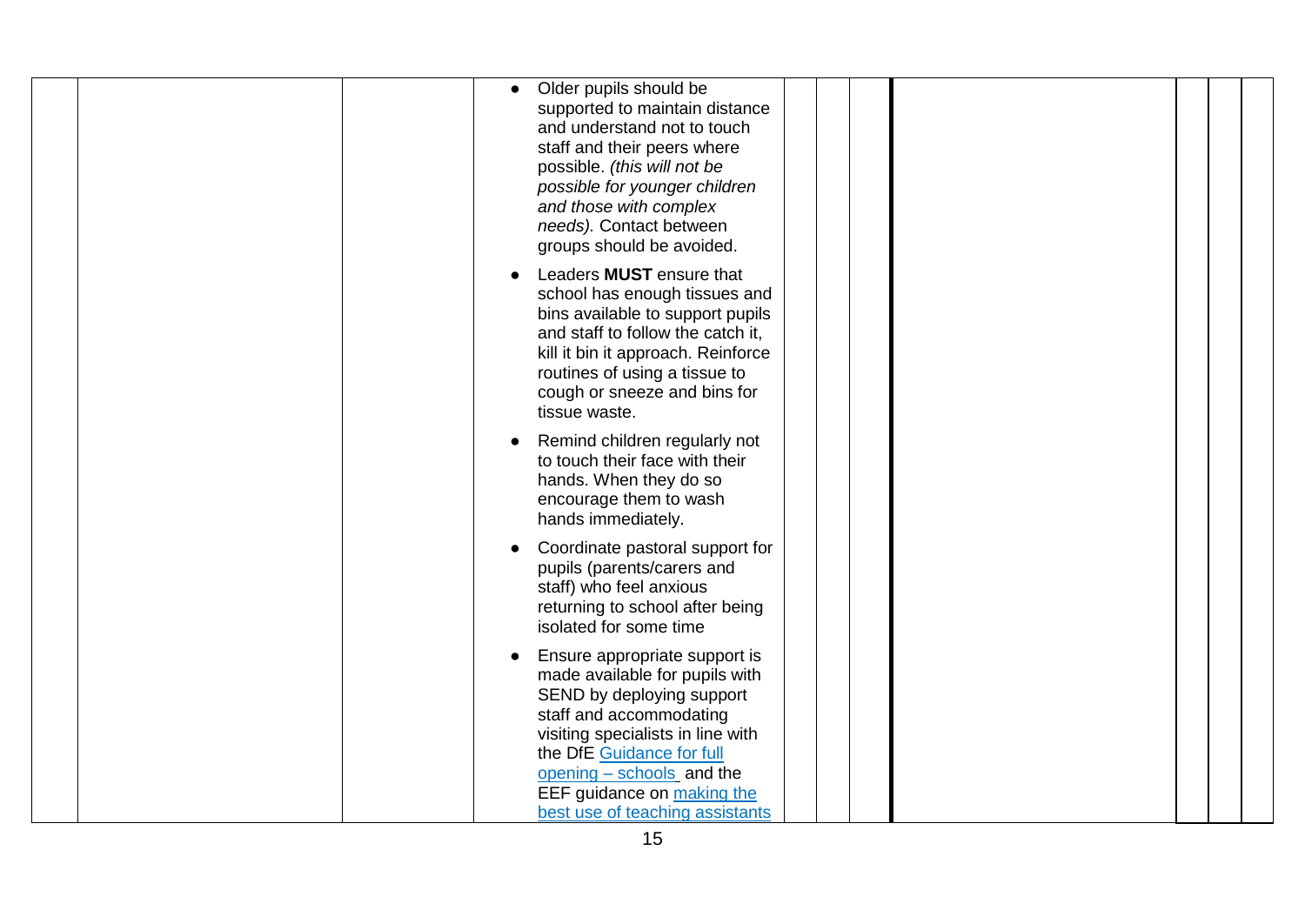| | | | | | | | | | | |
|---|---|---|---|---|---|---|---|---|---|---|
| | | | • Older pupils should be supported to maintain distance and understand not to touch staff and their peers where possible. *(this will not be possible for younger children and those with complex needs).* Contact between groups should be avoided.<br><br>• Leaders **MUST** ensure that school has enough tissues and bins available to support pupils and staff to follow the catch it, kill it bin it approach. Reinforce routines of using a tissue to cough or sneeze and bins for tissue waste.<br><br>• Remind children regularly not to touch their face with their hands. When they do so encourage them to wash hands immediately.<br><br>• Coordinate pastoral support for pupils (parents/carers and staff) who feel anxious returning to school after being isolated for some time<br><br>• Ensure appropriate support is made available for pupils with SEND by deploying support staff and accommodating visiting specialists in line with the DfE [Guidance for full opening – schools](#) and the EEF guidance on [making the best use of teaching assistants](#) | | | | | | | |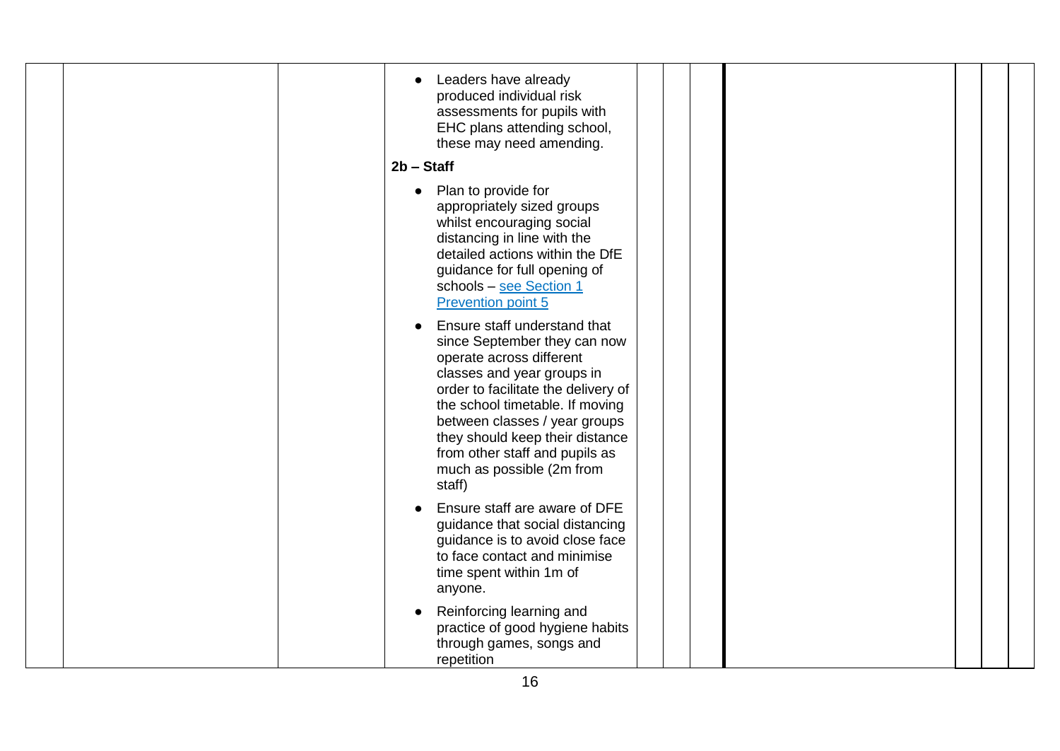| | | | | | | | | | | |
|---|---|---|---|---|---|---|---|---|---|---|
| | | | • Leaders have already produced individual risk assessments for pupils with EHC plans attending school, these may need amending.<br><br>**2b – Staff**<br><br>• Plan to provide for appropriately sized groups whilst encouraging social distancing in line with the detailed actions within the DfE guidance for full opening of schools – [see Section 1 Prevention point 5]()<br><br>• Ensure staff understand that since September they can now operate across different classes and year groups in order to facilitate the delivery of the school timetable. If moving between classes / year groups they should keep their distance from other staff and pupils as much as possible (2m from staff)<br><br>• Ensure staff are aware of DFE guidance that social distancing guidance is to avoid close face to face contact and minimise time spent within 1m of anyone.<br><br>• Reinforcing learning and practice of good hygiene habits through games, songs and repetition | | | | | | | |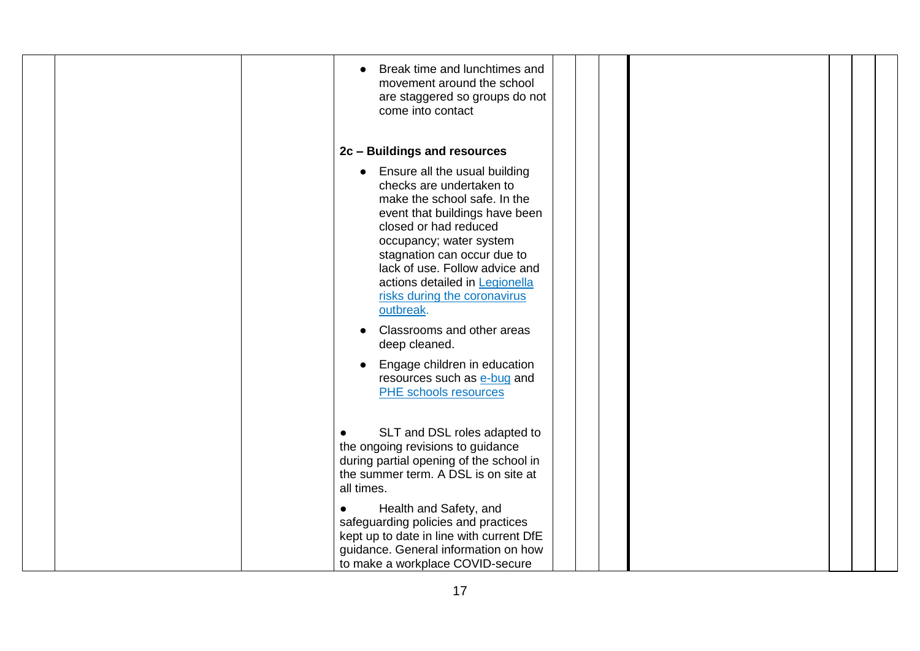| | | | | | | | | | | |
|---|---|---|---|---|---|---|---|---|---|---|
| | | | • Break time and lunchtimes and movement around the school are staggered so groups do not come into contact<br><br>**2c – Buildings and resources**<br><br>• Ensure all the usual building checks are undertaken to make the school safe. In the event that buildings have been closed or had reduced occupancy; water system stagnation can occur due to lack of use. Follow advice and actions detailed in [Legionella risks during the coronavirus outbreak](). <br><br>• Classrooms and other areas deep cleaned.<br><br>• Engage children in education resources such as [e-bug]() and [PHE schools resources]()<br><br>• SLT and DSL roles adapted to the ongoing revisions to guidance during partial opening of the school in the summer term. A DSL is on site at all times.<br><br>• Health and Safety, and safeguarding policies and practices kept up to date in line with current DfE guidance. General information on how to make a workplace COVID-secure | | | | | | | |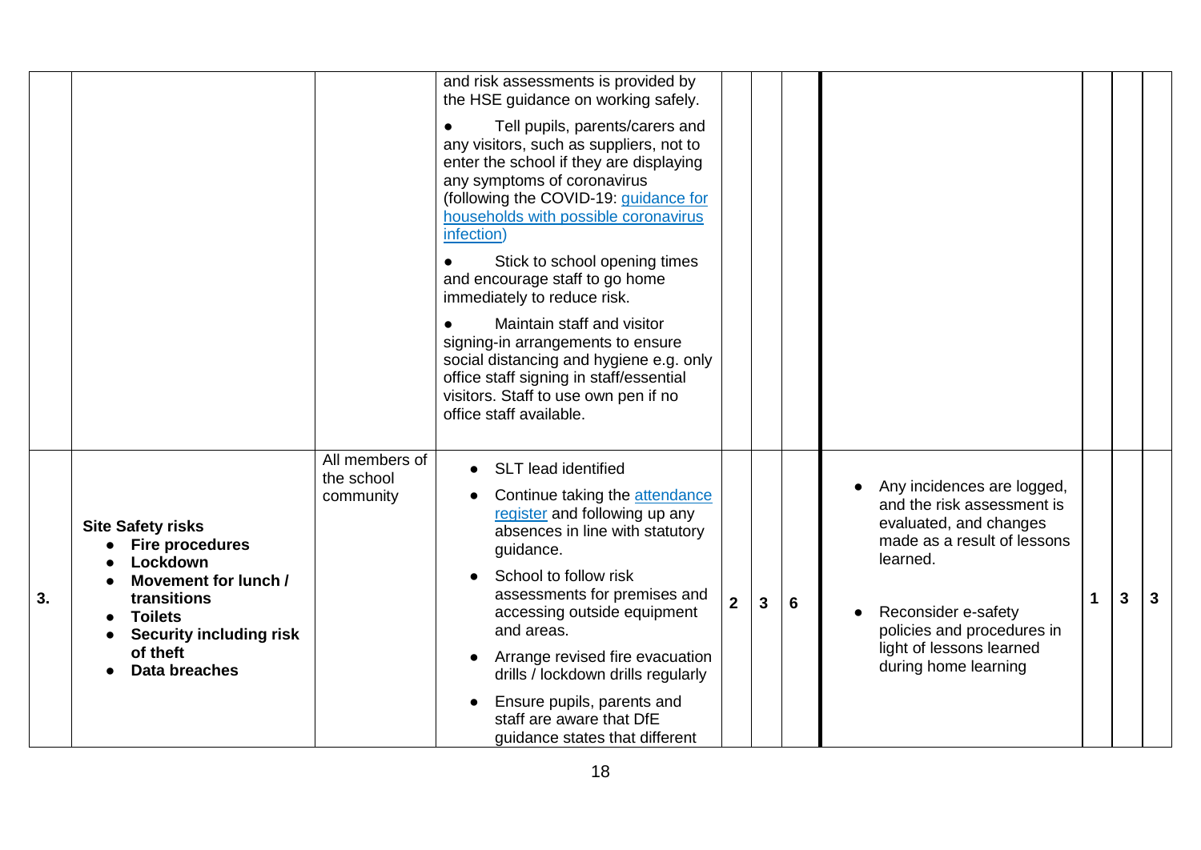| | | | | | | | | | | |
|---|---|---|---|---|---|---|---|---|---|---|
| | | | and risk assessments is provided by the HSE guidance on working safely.<br>● Tell pupils, parents/carers and any visitors, such as suppliers, not to enter the school if they are displaying any symptoms of coronavirus (following the COVID-19: [guidance for households with possible coronavirus infection](guidance for households with possible coronavirus infection))<br>● Stick to school opening times and encourage staff to go home immediately to reduce risk.<br>● Maintain staff and visitor signing-in arrangements to ensure social distancing and hygiene e.g. only office staff signing in staff/essential visitors. Staff to use own pen if no office staff available. | | | | | | | |
| **3.** | **Site Safety risks**<br>● **Fire procedures**<br>● **Lockdown**<br>● **Movement for lunch / transitions**<br>● **Toilets**<br>● **Security including risk of theft**<br>● **Data breaches** | All members of the school community | ● SLT lead identified<br>● Continue taking the attendance register and following up any absences in line with statutory guidance.<br>● School to follow risk assessments for premises and accessing outside equipment and areas.<br>● Arrange revised fire evacuation drills / lockdown drills regularly<br>● Ensure pupils, parents and staff are aware that DfE guidance states that different | **2** | **3** | **6** | ● Any incidences are logged, and the risk assessment is evaluated, and changes made as a result of lessons learned.<br>● Reconsider e-safety policies and procedures in light of lessons learned during home learning | **1** | **3** | **3** |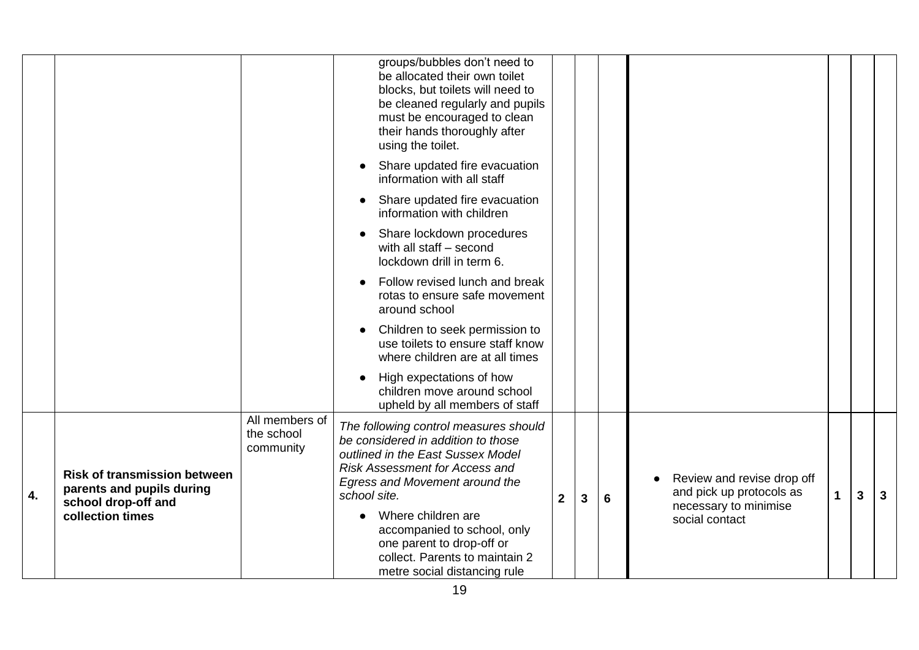| | | | | | | | | | | |
|---|---|---|---|---|---|---|---|---|---|---|
| | | | groups/bubbles don't need to be allocated their own toilet blocks, but toilets will need to be cleaned regularly and pupils must be encouraged to clean their hands thoroughly after using the toilet.<br>● Share updated fire evacuation information with all staff<br>● Share updated fire evacuation information with children<br>● Share lockdown procedures with all staff – second lockdown drill in term 6.<br>● Follow revised lunch and break rotas to ensure safe movement around school<br>● Children to seek permission to use toilets to ensure staff know where children are at all times<br>● High expectations of how children move around school upheld by all members of staff | | | | | | | |
| **4.** | **Risk of transmission between parents and pupils during school drop-off and collection times** | All members of the school community | *The following control measures should be considered in addition to those outlined in the East Sussex Model Risk Assessment for Access and Egress and Movement around the school site.*<br>● Where children are accompanied to school, only one parent to drop-off or collect. Parents to maintain 2 metre social distancing rule | **2** | **3** | **6** | ● Review and revise drop off and pick up protocols as necessary to minimise social contact | **1** | **3** | **3** |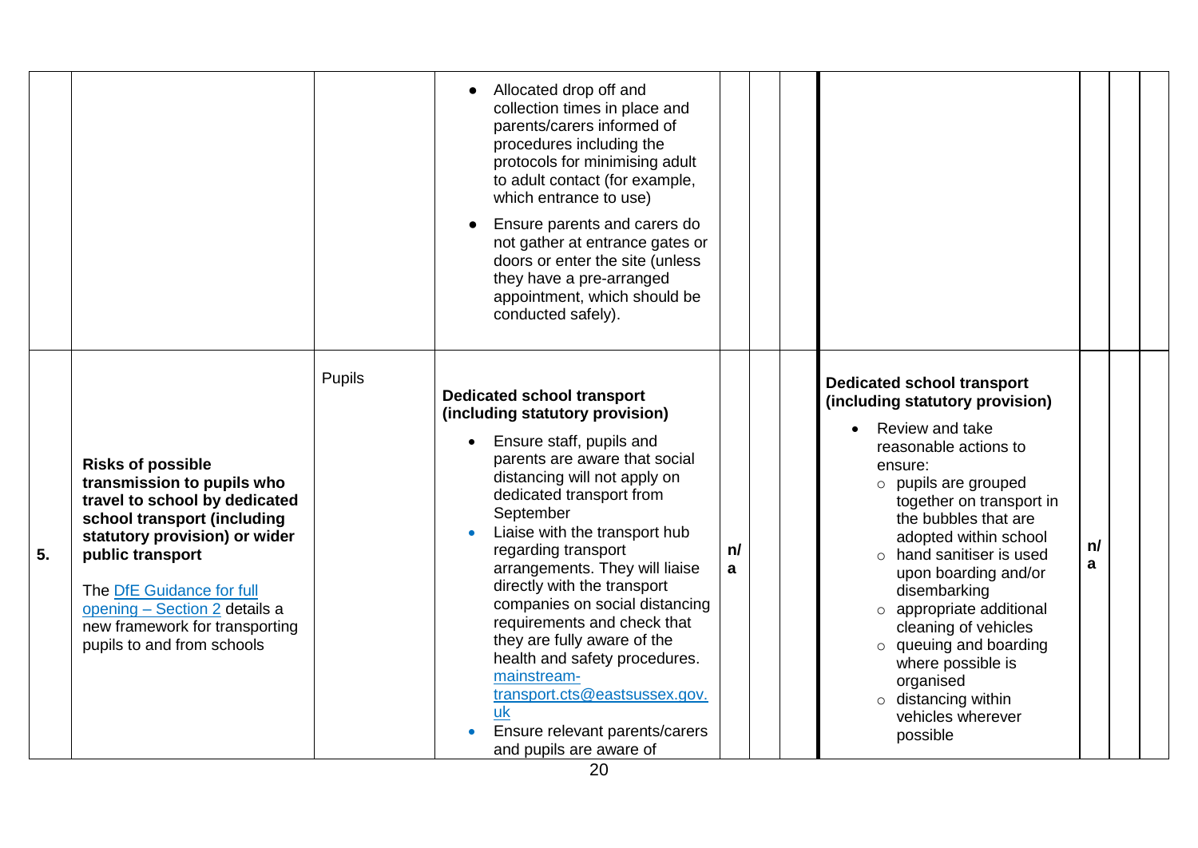| | | | | | | | | | | |
|---|---|---|---|---|---|---|---|---|---|---|
| | | | • Allocated drop off and collection times in place and parents/carers informed of procedures including the protocols for minimising adult to adult contact (for example, which entrance to use)<br>• Ensure parents and carers do not gather at entrance gates or doors or enter the site (unless they have a pre-arranged appointment, which should be conducted safely). | | | | | | | |
| 5. | **Risks of possible transmission to pupils who travel to school by dedicated school transport (including statutory provision) or wider public transport**<br><br>The [DfE Guidance for full opening – Section 2]() details a new framework for transporting pupils to and from schools | Pupils | **Dedicated school transport (including statutory provision)**<br>• Ensure staff, pupils and parents are aware that social distancing will not apply on dedicated transport from September<br>• Liaise with the transport hub regarding transport arrangements. They will liaise directly with the transport companies on social distancing requirements and check that they are fully aware of the health and safety procedures. [mainstream-transport.cts@eastsussex.gov.uk](mailto:mainstream-transport.cts@eastsussex.gov.uk)<br>• Ensure relevant parents/carers and pupils are aware of | n/a | | | **Dedicated school transport (including statutory provision)**<br>• Review and take reasonable actions to ensure:<br>◦ pupils are grouped together on transport in the bubbles that are adopted within school<br>◦ hand sanitiser is used upon boarding and/or disembarking<br>◦ appropriate additional cleaning of vehicles<br>◦ queuing and boarding where possible is organised<br>◦ distancing within vehicles wherever possible | n/a | | |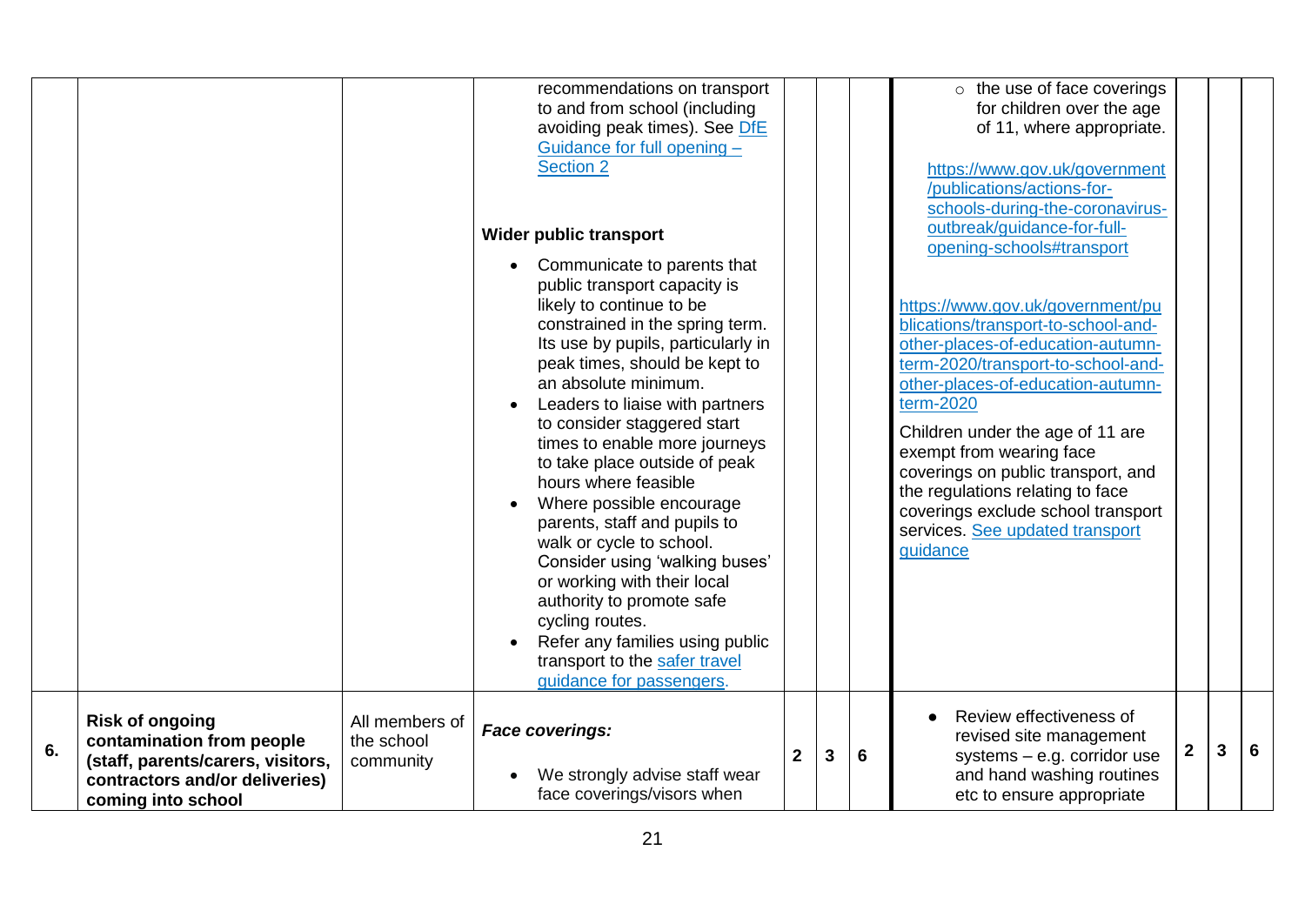| | | | | | | | | | | |
|---|---|---|---|---|---|---|---|---|---|---|
| | | | recommendations on transport to and from school (including avoiding peak times). See [DfE Guidance for full opening – Section 2](https://www.gov.uk/government/publications/actions-for-schools-during-the-coronavirus-outbreak/guidance-for-full-opening-schools#transport)<br><br>**Wider public transport**<br><br>• Communicate to parents that public transport capacity is likely to continue to be constrained in the spring term. Its use by pupils, particularly in peak times, should be kept to an absolute minimum.<br>• Leaders to liaise with partners to consider staggered start times to enable more journeys to take place outside of peak hours where feasible<br>• Where possible encourage parents, staff and pupils to walk or cycle to school. Consider using 'walking buses' or working with their local authority to promote safe cycling routes.<br>• Refer any families using public transport to the [safer travel guidance for passengers](https://www.gov.uk/guidance/coronavirus-covid-19-safer-travel-guidance-for-passengers). | | | | ○ the use of face coverings for children over the age of 11, where appropriate.<br><br>https://www.gov.uk/government/publications/actions-for-schools-during-the-coronavirus-outbreak/guidance-for-full-opening-schools#transport<br><br>https://www.gov.uk/government/publications/transport-to-school-and-other-places-of-education-autumn-term-2020/transport-to-school-and-other-places-of-education-autumn-term-2020<br><br>Children under the age of 11 are exempt from wearing face coverings on public transport, and the regulations relating to face coverings exclude school transport services. [See updated transport guidance](https://www.gov.uk/government/publications/transport-to-school-and-other-places-of-education-autumn-term-2020/transport-to-school-and-other-places-of-education-autumn-term-2020) | | | |
| **6.** | **Risk of ongoing contamination from people (staff, parents/carers, visitors, contractors and/or deliveries) coming into school** | All members of the school community | ***Face coverings:***<br><br>• We strongly advise staff wear face coverings/visors when | **2** | **3** | **6** | • Review effectiveness of revised site management systems – e.g. corridor use and hand washing routines etc to ensure appropriate | **2** | **3** | **6** |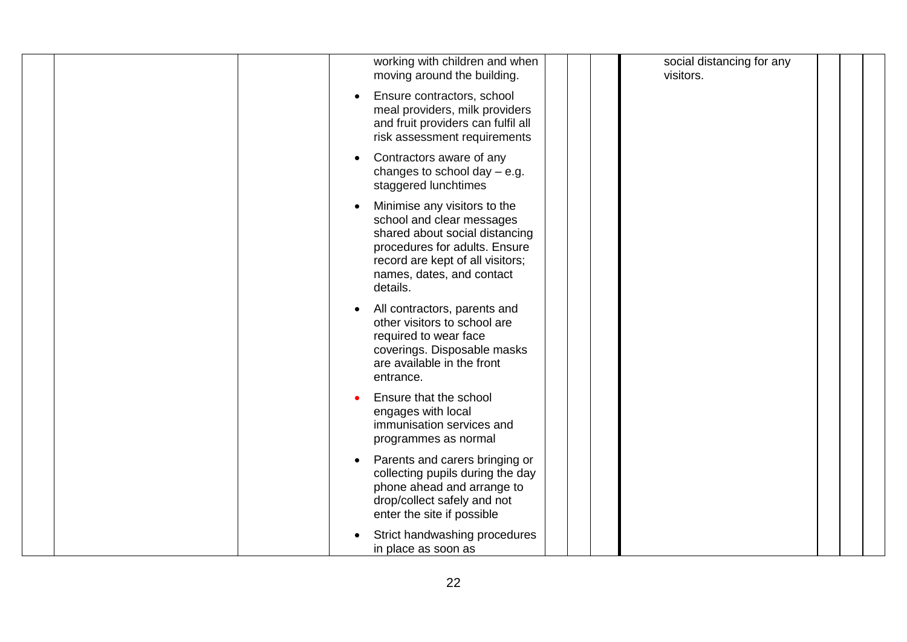| | | | | | | | | | | |
|---|---|---|---|---|---|---|---|---|---|---|
| | | | working with children and when moving around the building.<br>• Ensure contractors, school meal providers, milk providers and fruit providers can fulfil all risk assessment requirements<br>• Contractors aware of any changes to school day – e.g. staggered lunchtimes<br>• Minimise any visitors to the school and clear messages shared about social distancing procedures for adults. Ensure record are kept of all visitors; names, dates, and contact details.<br>• All contractors, parents and other visitors to school are required to wear face coverings. Disposable masks are available in the front entrance.<br>• Ensure that the school engages with local immunisation services and programmes as normal<br>• Parents and carers bringing or collecting pupils during the day phone ahead and arrange to drop/collect safely and not enter the site if possible<br>• Strict handwashing procedures in place as soon as | | | | social distancing for any visitors. | | | |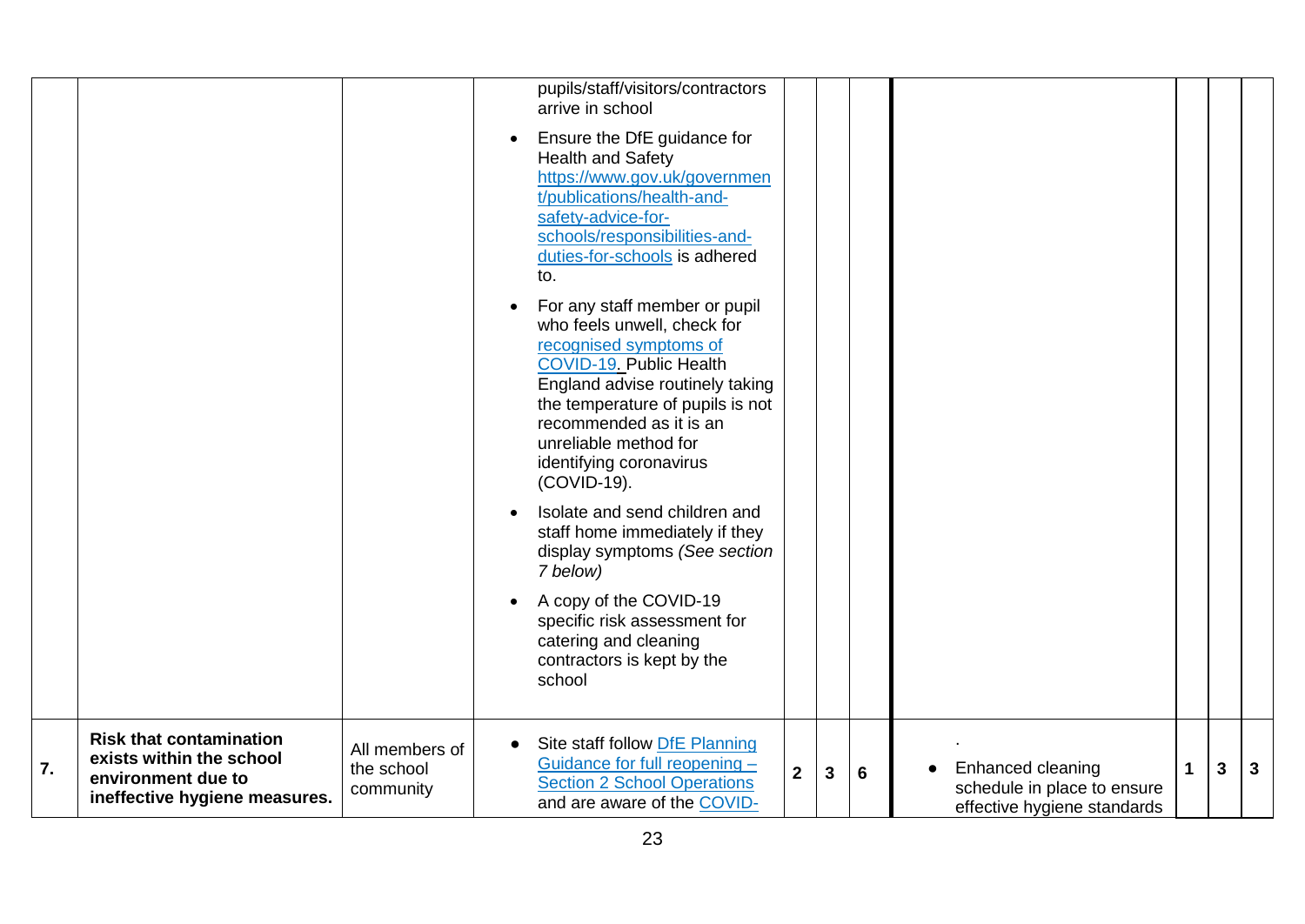| | | | | | | | | | | |
|---|---|---|---|---|---|---|---|---|---|---|
| | | | pupils/staff/visitors/contractors arrive in school<br>• Ensure the DfE guidance for Health and Safety [https://www.gov.uk/government/publications/health-and-safety-advice-for-schools/responsibilities-and-duties-for-schools](https://www.gov.uk/government/publications/health-and-safety-advice-for-schools/responsibilities-and-duties-for-schools) is adhered to.<br>• For any staff member or pupil who feels unwell, check for recognised symptoms of COVID-19. Public Health England advise routinely taking the temperature of pupils is not recommended as it is an unreliable method for identifying coronavirus (COVID-19).<br>• Isolate and send children and staff home immediately if they display symptoms *(See section 7 below)*<br>• A copy of the COVID-19 specific risk assessment for catering and cleaning contractors is kept by the school | | | | | | | |
| **7.** | **Risk that contamination exists within the school environment due to ineffective hygiene measures.** | All members of the school community | • Site staff follow DfE Planning Guidance for full reopening – Section 2 School Operations and are aware of the COVID- | **2** | **3** | **6** | .<br>• Enhanced cleaning schedule in place to ensure effective hygiene standards | **1** | **3** | **3** |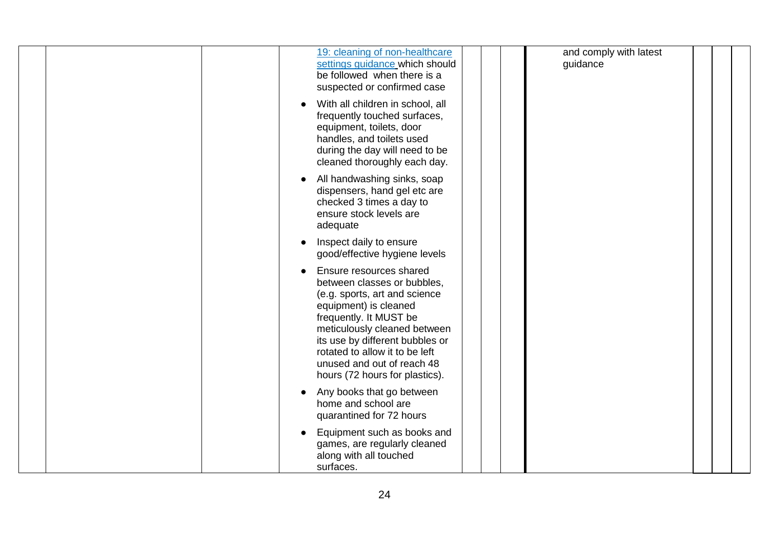|  |  |  | 19: cleaning of non-healthcare settings guidance which should be followed when there is a suspected or confirmed case<br><br>• With all children in school, all frequently touched surfaces, equipment, toilets, door handles, and toilets used during the day will need to be cleaned thoroughly each day.<br><br>• All handwashing sinks, soap dispensers, hand gel etc are checked 3 times a day to ensure stock levels are adequate<br><br>• Inspect daily to ensure good/effective hygiene levels<br><br>• Ensure resources shared between classes or bubbles, (e.g. sports, art and science equipment) is cleaned frequently. It MUST be meticulously cleaned between its use by different bubbles or rotated to allow it to be left unused and out of reach 48 hours (72 hours for plastics).<br><br>• Any books that go between home and school are quarantined for 72 hours<br><br>• Equipment such as books and games, are regularly cleaned along with all touched surfaces. |  |  |  | and comply with latest guidance |  |  |  |
|---|---|---|---|---|---|---|---|---|---|---|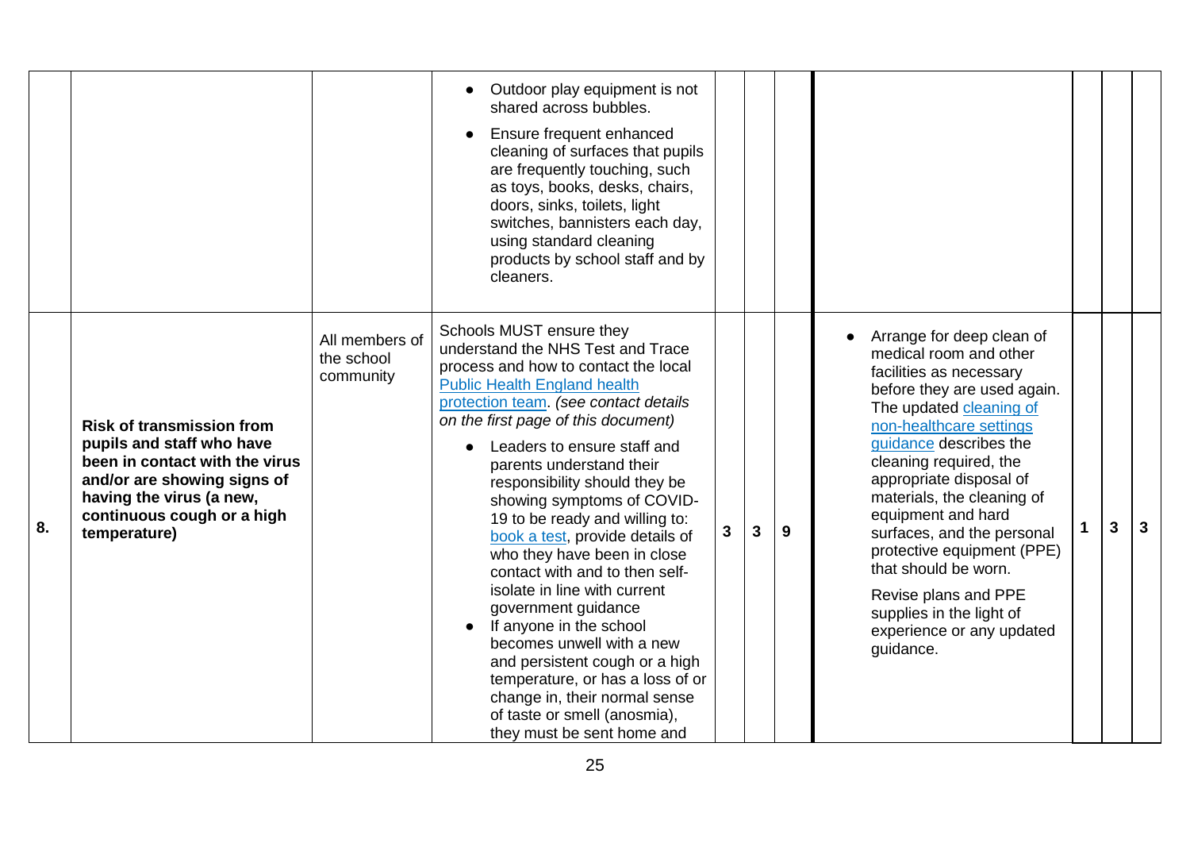| | | | | | | | | | | |
|---|---|---|---|---|---|---|---|---|---|---|
| | | | • Outdoor play equipment is not shared across bubbles.<br>• Ensure frequent enhanced cleaning of surfaces that pupils are frequently touching, such as toys, books, desks, chairs, doors, sinks, toilets, light switches, bannisters each day, using standard cleaning products by school staff and by cleaners. | | | | | | | |
| **8.** | **Risk of transmission from pupils and staff who have been in contact with the virus and/or are showing signs of having the virus (a new, continuous cough or a high temperature)** | All members of the school community | Schools MUST ensure they understand the NHS Test and Trace process and how to contact the local Public Health England health protection team. *(see contact details on the first page of this document)*<br>• Leaders to ensure staff and parents understand their responsibility should they be showing symptoms of COVID-19 to be ready and willing to: book a test, provide details of who they have been in close contact with and to then self-isolate in line with current government guidance<br>• If anyone in the school becomes unwell with a new and persistent cough or a high temperature, or has a loss of or change in, their normal sense of taste or smell (anosmia), they must be sent home and | **3** | **3** | **9** | • Arrange for deep clean of medical room and other facilities as necessary before they are used again. The updated cleaning of non-healthcare settings guidance describes the cleaning required, the appropriate disposal of materials, the cleaning of equipment and hard surfaces, and the personal protective equipment (PPE) that should be worn.<br>Revise plans and PPE supplies in the light of experience or any updated guidance. | **1** | **3** | **3** |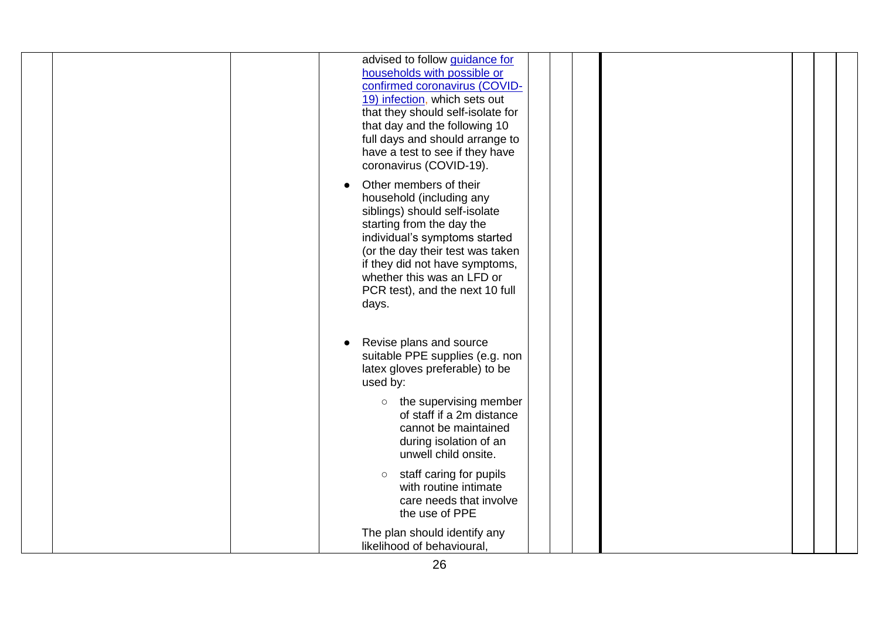| | | | | | | | | | |
|---|---|---|---|---|---|---|---|---|---|
| | | | advised to follow [guidance for households with possible or confirmed coronavirus (COVID-19) infection](), which sets out that they should self-isolate for that day and the following 10 full days and should arrange to have a test to see if they have coronavirus (COVID-19).<br><br>• Other members of their household (including any siblings) should self-isolate starting from the day the individual's symptoms started (or the day their test was taken if they did not have symptoms, whether this was an LFD or PCR test), and the next 10 full days.<br><br>• Revise plans and source suitable PPE supplies (e.g. non latex gloves preferable) to be used by:<br>&nbsp;&nbsp;○ the supervising member of staff if a 2m distance cannot be maintained during isolation of an unwell child onsite.<br>&nbsp;&nbsp;○ staff caring for pupils with routine intimate care needs that involve the use of PPE<br><br>The plan should identify any likelihood of behavioural, | | | | | | |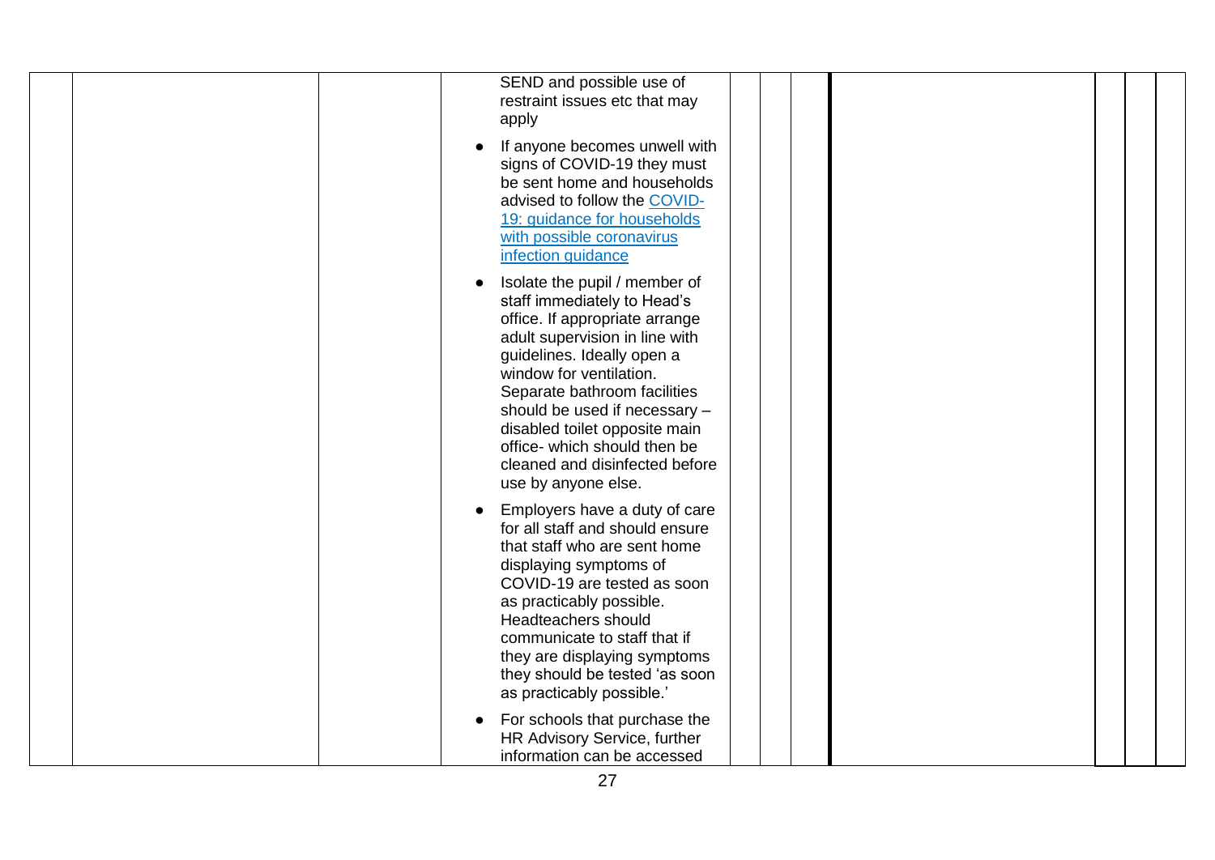| | | | | | | | | | |
|---|---|---|---|---|---|---|---|---|---|
| | | | SEND and possible use of restraint issues etc that may apply<br><br>● If anyone becomes unwell with signs of COVID-19 they must be sent home and households advised to follow the [COVID-19: guidance for households with possible coronavirus infection guidance](#)<br><br>● Isolate the pupil / member of staff immediately to Head's office. If appropriate arrange adult supervision in line with guidelines. Ideally open a window for ventilation. Separate bathroom facilities should be used if necessary – disabled toilet opposite main office- which should then be cleaned and disinfected before use by anyone else.<br><br>● Employers have a duty of care for all staff and should ensure that staff who are sent home displaying symptoms of COVID-19 are tested as soon as practicably possible. Headteachers should communicate to staff that if they are displaying symptoms they should be tested 'as soon as practicably possible.'<br><br>● For schools that purchase the HR Advisory Service, further information can be accessed | | | | | | |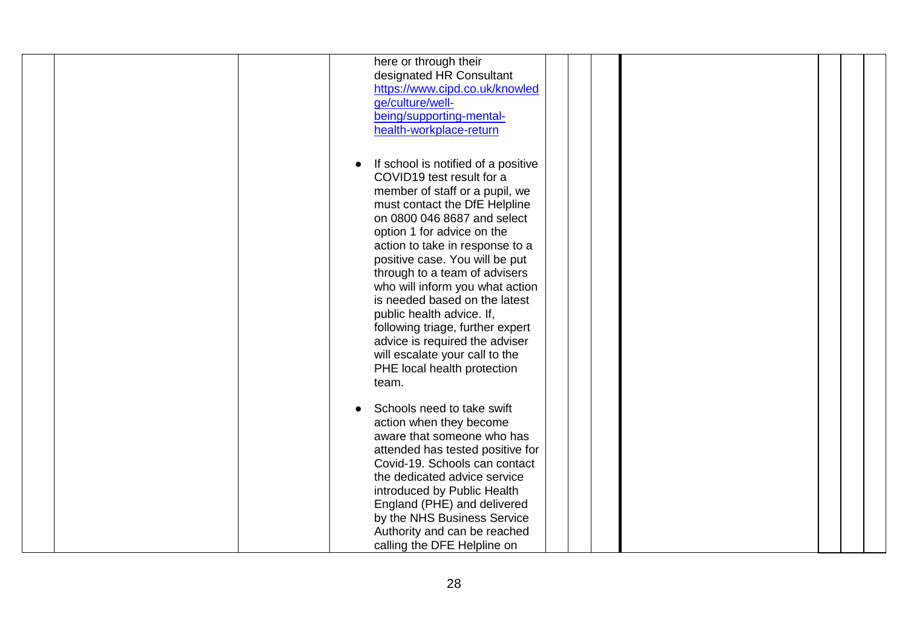| | | | | | | | | | | |
|---|---|---|---|---|---|---|---|---|---|---|
| | | | here or through their designated HR Consultant https://www.cipd.co.uk/knowledge/culture/well-being/supporting-mental-health-workplace-return<br><br>• If school is notified of a positive COVID19 test result for a member of staff or a pupil, we must contact the DfE Helpline on 0800 046 8687 and select option 1 for advice on the action to take in response to a positive case. You will be put through to a team of advisers who will inform you what action is needed based on the latest public health advice. If, following triage, further expert advice is required the adviser will escalate your call to the PHE local health protection team.<br><br>• Schools need to take swift action when they become aware that someone who has attended has tested positive for Covid-19. Schools can contact the dedicated advice service introduced by Public Health England (PHE) and delivered by the NHS Business Service Authority and can be reached calling the DFE Helpline on | | | | | | | |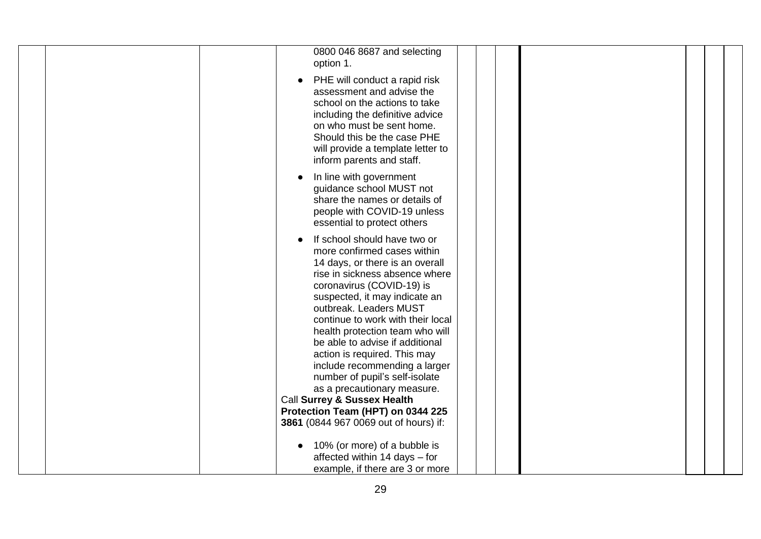| | | | | | | | | | | |
|---|---|---|---|---|---|---|---|---|---|---|
| | | | 0800 046 8687 and selecting option 1.<br><br>• PHE will conduct a rapid risk assessment and advise the school on the actions to take including the definitive advice on who must be sent home. Should this be the case PHE will provide a template letter to inform parents and staff.<br><br>• In line with government guidance school MUST not share the names or details of people with COVID-19 unless essential to protect others<br><br>• If school should have two or more confirmed cases within 14 days, or there is an overall rise in sickness absence where coronavirus (COVID-19) is suspected, it may indicate an outbreak. Leaders MUST continue to work with their local health protection team who will be able to advise if additional action is required. This may include recommending a larger number of pupil's self-isolate as a precautionary measure.<br>Call **Surrey & Sussex Health Protection Team (HPT) on 0344 225 3861** (0844 967 0069 out of hours) if:<br><br>• 10% (or more) of a bubble is affected within 14 days – for example, if there are 3 or more | | | | | | | |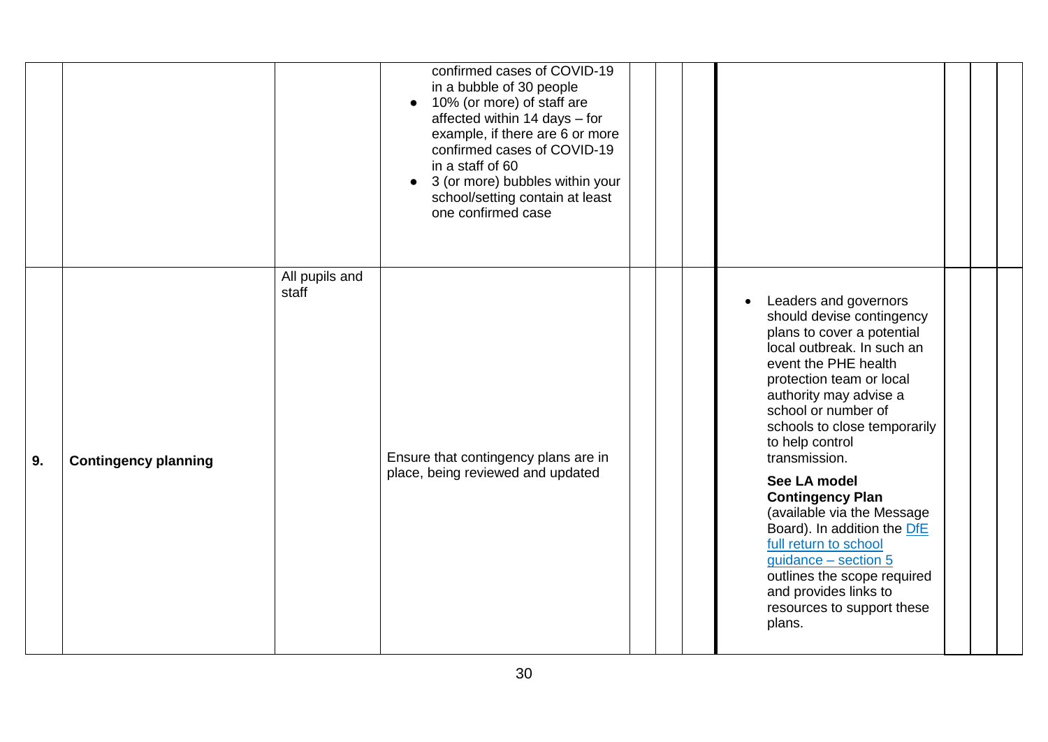|  |  |  |  |  |  |  |  |  |  |  |
|---|---|---|---|---|---|---|---|---|---|---|
|  |  |  | confirmed cases of COVID-19 in a bubble of 30 people<br>● 10% (or more) of staff are affected within 14 days – for example, if there are 6 or more confirmed cases of COVID-19 in a staff of 60<br>● 3 (or more) bubbles within your school/setting contain at least one confirmed case |  |  |  |  |  |  |  |
| **9.** | **Contingency planning** | All pupils and staff | Ensure that contingency plans are in place, being reviewed and updated |  |  |  | • Leaders and governors should devise contingency plans to cover a potential local outbreak. In such an event the PHE health protection team or local authority may advise a school or number of schools to close temporarily to help control transmission.<br>**See LA model Contingency Plan** (available via the Message Board). In addition the [DfE full return to school guidance – section 5]() outlines the scope required and provides links to resources to support these plans. |  |  |  |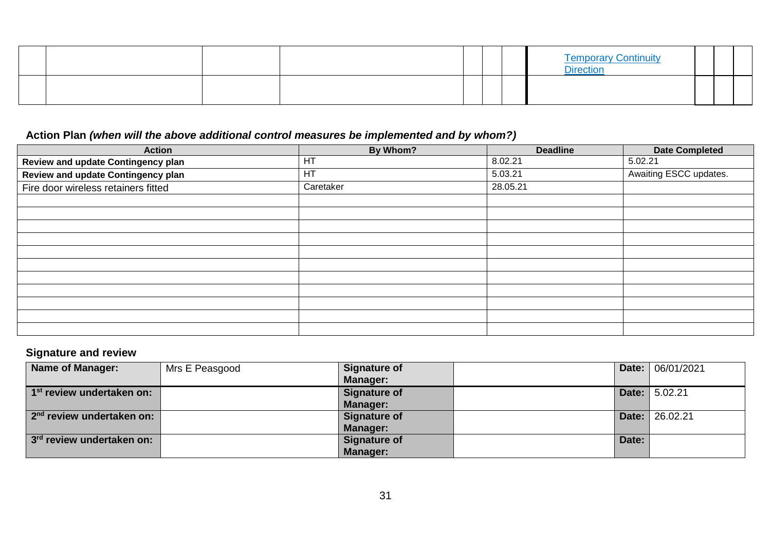| | | | | | | | | | | |
|---|---|---|---|---|---|---|---|---|---|---|
| | | | | | | | Temporary Continuity Direction | | | |
| | | | | | | | | | | |

**Action Plan *(when will the above additional control measures be implemented and by whom?)***

| Action | By Whom? | Deadline | Date Completed |
|---|---|---|---|
| **Review and update Contingency plan** | HT | 8.02.21 | 5.02.21 |
| **Review and update Contingency plan** | HT | 5.03.21 | Awaiting ESCC updates. |
| Fire door wireless retainers fitted | Caretaker | 28.05.21 | |
| | | | |
| | | | |
| | | | |
| | | | |
| | | | |
| | | | |
| | | | |
| | | | |
| | | | |
| | | | |
| | | | |

**Signature and review**

| | | | | | |
|---|---|---|---|---|---|
| **Name of Manager:** | Mrs E Peasgood | **Signature of Manager:** | | **Date:** | 06/01/2021 |
| **1st review undertaken on:** | | **Signature of Manager:** | | **Date:** | 5.02.21 |
| **2nd review undertaken on:** | | **Signature of Manager:** | | **Date:** | 26.02.21 |
| **3rd review undertaken on:** | | **Signature of Manager:** | | **Date:** | |